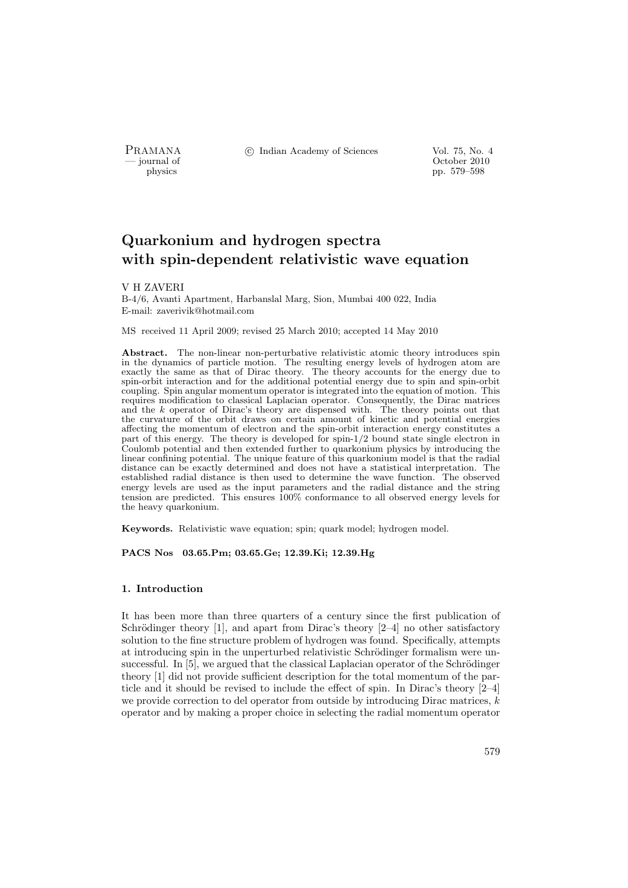# Quarkonium and hydrogen spectra with spin-dependent relativistic wave equation

V H ZAVERI

B-4/6, Avanti Apartment, Harbanslal Marg, Sion, Mumbai 400 022, India
E-mail: zaverivik@hotmail.com

MS received 11 April 2009; revised 25 March 2010; accepted 14 May 2010

**Abstract.** The non-linear non-perturbative relativistic atomic theory introduces spin in the dynamics of particle motion. The resulting energy levels of hydrogen atom are exactly the same as that of Dirac theory. The theory accounts for the energy due to spin-orbit interaction and for the additional potential energy due to spin and spin-orbit coupling. Spin angular momentum operator is integrated into the equation of motion. This requires modification to classical Laplacian operator. Consequently, the Dirac matrices and the $k$ operator of Dirac's theory are dispensed with. The theory points out that the curvature of the orbit draws on certain amount of kinetic and potential energies affecting the momentum of electron and the spin-orbit interaction energy constitutes a part of this energy. The theory is developed for spin-1/2 bound state single electron in Coulomb potential and then extended further to quarkonium physics by introducing the linear confining potential. The unique feature of this quarkonium model is that the radial distance can be exactly determined and does not have a statistical interpretation. The established radial distance is then used to determine the wave function. The observed energy levels are used as the input parameters and the radial distance and the string tension are predicted. This ensures 100% conformance to all observed energy levels for the heavy quarkonium.

**Keywords.** Relativistic wave equation; spin; quark model; hydrogen model.

**PACS Nos 03.65.Pm; 03.65.Ge; 12.39.Ki; 12.39.Hg**

## 1. Introduction

It has been more than three quarters of a century since the first publication of Schrödinger theory [1], and apart from Dirac's theory [2–4] no other satisfactory solution to the fine structure problem of hydrogen was found. Specifically, attempts at introducing spin in the unperturbed relativistic Schrödinger formalism were unsuccessful. In [5], we argued that the classical Laplacian operator of the Schrödinger theory [1] did not provide sufficient description for the total momentum of the particle and it should be revised to include the effect of spin. In Dirac's theory [2–4] we provide correction to del operator from outside by introducing Dirac matrices, $k$ operator and by making a proper choice in selecting the radial momentum operator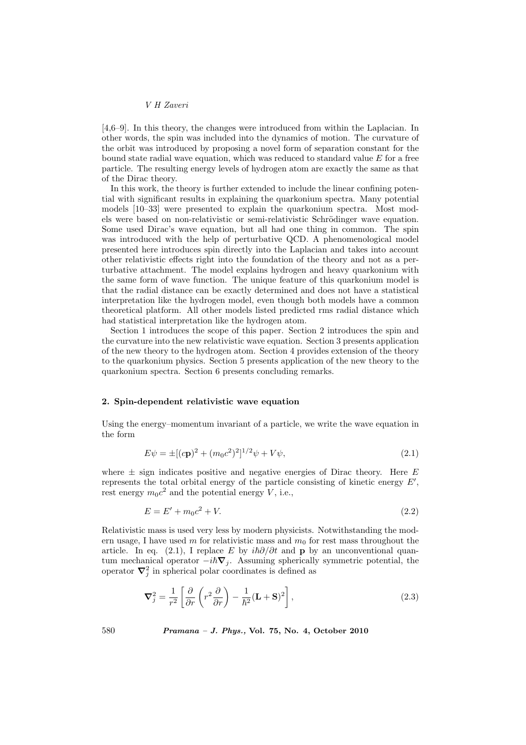[4,6–9]. In this theory, the changes were introduced from within the Laplacian. In other words, the spin was included into the dynamics of motion. The curvature of the orbit was introduced by proposing a novel form of separation constant for the bound state radial wave equation, which was reduced to standard value $E$ for a free particle. The resulting energy levels of hydrogen atom are exactly the same as that of the Dirac theory.

In this work, the theory is further extended to include the linear confining potential with significant results in explaining the quarkonium spectra. Many potential models [10–33] were presented to explain the quarkonium spectra. Most models were based on non-relativistic or semi-relativistic Schrödinger wave equation. Some used Dirac's wave equation, but all had one thing in common. The spin was introduced with the help of perturbative QCD. A phenomenological model presented here introduces spin directly into the Laplacian and takes into account other relativistic effects right into the foundation of the theory and not as a perturbative attachment. The model explains hydrogen and heavy quarkonium with the same form of wave function. The unique feature of this quarkonium model is that the radial distance can be exactly determined and does not have a statistical interpretation like the hydrogen model, even though both models have a common theoretical platform. All other models listed predicted rms radial distance which had statistical interpretation like the hydrogen atom.

Section 1 introduces the scope of this paper. Section 2 introduces the spin and the curvature into the new relativistic wave equation. Section 3 presents application of the new theory to the hydrogen atom. Section 4 provides extension of the theory to the quarkonium physics. Section 5 presents application of the new theory to the quarkonium spectra. Section 6 presents concluding remarks.

## 2. Spin-dependent relativistic wave equation

Using the energy–momentum invariant of a particle, we write the wave equation in the form

$$E\psi = \pm[(c\mathbf{p})^2 + (m_0c^2)^2]^{1/2}\psi + V\psi, \tag{2.1}$$

where $\pm$ sign indicates positive and negative energies of Dirac theory. Here $E$ represents the total orbital energy of the particle consisting of kinetic energy $E'$, rest energy $m_0c^2$ and the potential energy $V$, i.e.,

$$E = E' + m_0c^2 + V. \tag{2.2}$$

Relativistic mass is used very less by modern physicists. Notwithstanding the modern usage, I have used $m$ for relativistic mass and $m_0$ for rest mass throughout the article. In eq. (2.1), I replace $E$ by $i\hbar\partial/\partial t$ and $\mathbf{p}$ by an unconventional quantum mechanical operator $-i\hbar\boldsymbol{\nabla}_j$. Assuming spherically symmetric potential, the operator $\boldsymbol{\nabla}_j^2$ in spherical polar coordinates is defined as

$$\boldsymbol{\nabla}_j^2 = \frac{1}{r^2}\left[\frac{\partial}{\partial r}\left(r^2\frac{\partial}{\partial r}\right) - \frac{1}{\hbar^2}(\mathbf{L}+\mathbf{S})^2\right], \tag{2.3}$$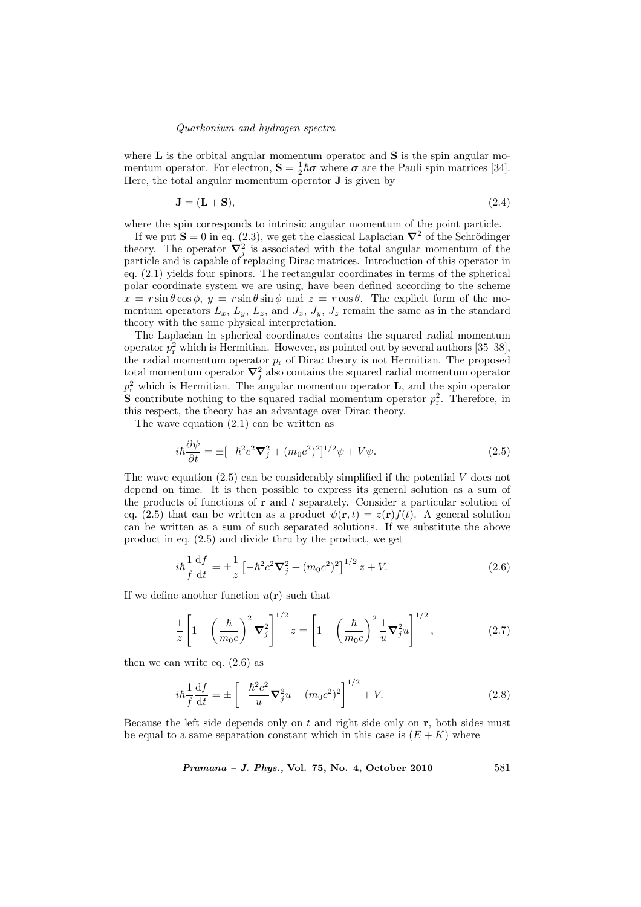where $\mathbf{L}$ is the orbital angular momentum operator and $\mathbf{S}$ is the spin angular momentum operator. For electron, $\mathbf{S} = \frac{1}{2}\hbar\boldsymbol{\sigma}$ where $\boldsymbol{\sigma}$ are the Pauli spin matrices [34]. Here, the total angular momentum operator $\mathbf{J}$ is given by

$$\mathbf{J} = (\mathbf{L} + \mathbf{S}), \tag{2.4}$$

where the spin corresponds to intrinsic angular momentum of the point particle.

If we put $\mathbf{S} = 0$ in eq. (2.3), we get the classical Laplacian $\boldsymbol{\nabla}^2$ of the Schrödinger theory. The operator $\boldsymbol{\nabla}_j^2$ is associated with the total angular momentum of the particle and is capable of replacing Dirac matrices. Introduction of this operator in eq. (2.1) yields four spinors. The rectangular coordinates in terms of the spherical polar coordinate system we are using, have been defined according to the scheme $x = r\sin\theta\cos\phi$, $y = r\sin\theta\sin\phi$ and $z = r\cos\theta$. The explicit form of the momentum operators $L_x$, $L_y$, $L_z$, and $J_x$, $J_y$, $J_z$ remain the same as in the standard theory with the same physical interpretation.

The Laplacian in spherical coordinates contains the squared radial momentum operator $p_\mathrm{r}^2$ which is Hermitian. However, as pointed out by several authors [35–38], the radial momentum operator $p_\mathrm{r}$ of Dirac theory is not Hermitian. The proposed total momentum operator $\boldsymbol{\nabla}_j^2$ also contains the squared radial momentum operator $p_\mathrm{r}^2$ which is Hermitian. The angular momentun operator $\mathbf{L}$, and the spin operator $\mathbf{S}$ contribute nothing to the squared radial momentum operator $p_\mathrm{r}^2$. Therefore, in this respect, the theory has an advantage over Dirac theory.

The wave equation (2.1) can be written as

$$i\hbar\frac{\partial\psi}{\partial t} = \pm[-\hbar^2c^2\boldsymbol{\nabla}_j^2 + (m_0c^2)^2]^{1/2}\psi + V\psi. \tag{2.5}$$

The wave equation (2.5) can be considerably simplified if the potential $V$ does not depend on time. It is then possible to express its general solution as a sum of the products of functions of $\mathbf{r}$ and $t$ separately. Consider a particular solution of eq. (2.5) that can be written as a product $\psi(\mathbf{r}, t) = z(\mathbf{r})f(t)$. A general solution can be written as a sum of such separated solutions. If we substitute the above product in eq. (2.5) and divide thru by the product, we get

$$i\hbar\frac{1}{f}\frac{\mathrm{d}f}{\mathrm{d}t} = \pm\frac{1}{z}\left[-\hbar^2c^2\boldsymbol{\nabla}_j^2 + (m_0c^2)^2\right]^{1/2}z + V. \tag{2.6}$$

If we define another function $u(\mathbf{r})$ such that

$$\frac{1}{z}\left[1 - \left(\frac{\hbar}{m_0c}\right)^2\boldsymbol{\nabla}_j^2\right]^{1/2}z = \left[1 - \left(\frac{\hbar}{m_0c}\right)^2\frac{1}{u}\boldsymbol{\nabla}_j^2u\right]^{1/2}, \tag{2.7}$$

then we can write eq. (2.6) as

$$i\hbar\frac{1}{f}\frac{\mathrm{d}f}{\mathrm{d}t} = \pm\left[-\frac{\hbar^2c^2}{u}\boldsymbol{\nabla}_j^2u + (m_0c^2)^2\right]^{1/2} + V. \tag{2.8}$$

Because the left side depends only on $t$ and right side only on $\mathbf{r}$, both sides must be equal to a same separation constant which in this case is $(E + K)$ where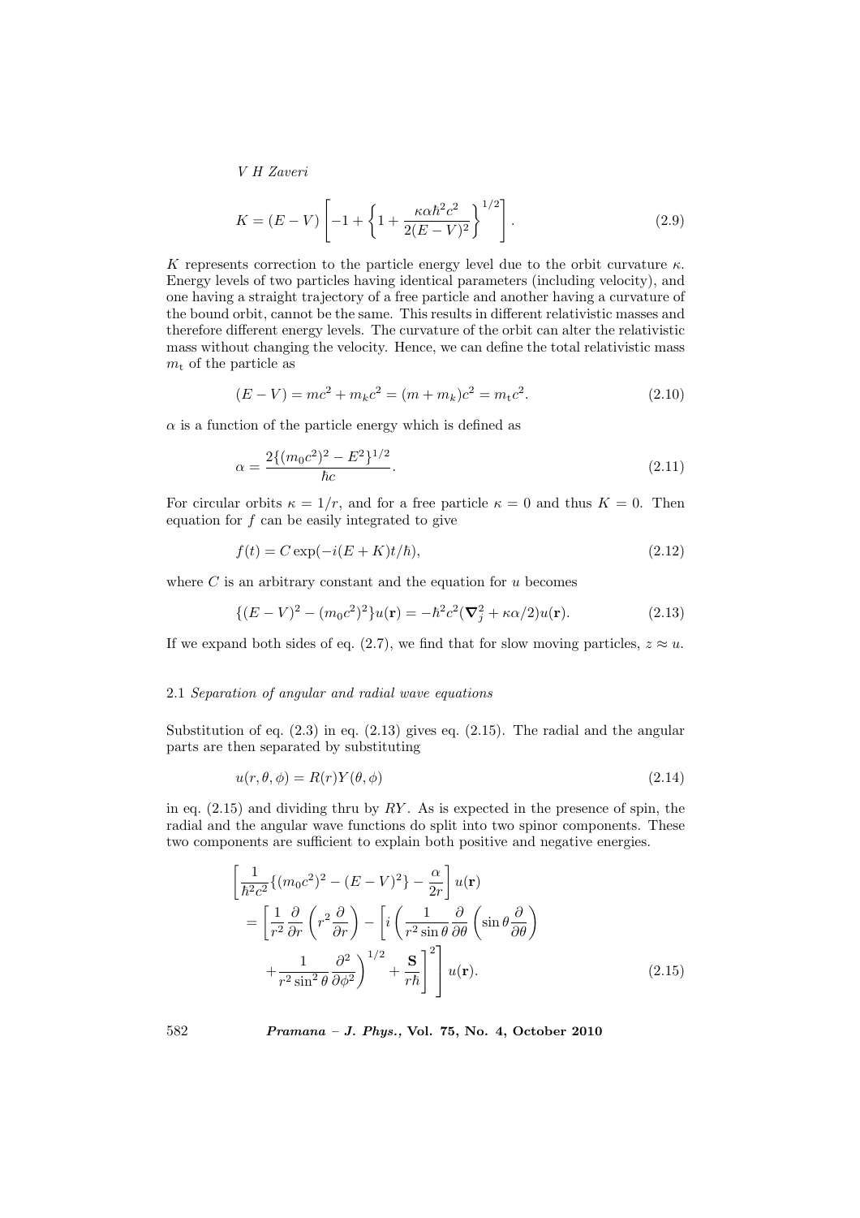$$K = (E - V)\left[-1 + \left\{1 + \frac{\kappa\alpha\hbar^2 c^2}{2(E-V)^2}\right\}^{1/2}\right]. \tag{2.9}$$

$K$ represents correction to the particle energy level due to the orbit curvature $\kappa$. Energy levels of two particles having identical parameters (including velocity), and one having a straight trajectory of a free particle and another having a curvature of the bound orbit, cannot be the same. This results in different relativistic masses and therefore different energy levels. The curvature of the orbit can alter the relativistic mass without changing the velocity. Hence, we can define the total relativistic mass $m_{\mathrm{t}}$ of the particle as

$$(E - V) = mc^2 + m_k c^2 = (m + m_k)c^2 = m_{\mathrm{t}} c^2. \tag{2.10}$$

$\alpha$ is a function of the particle energy which is defined as

$$\alpha = \frac{2\{(m_0 c^2)^2 - E^2\}^{1/2}}{\hbar c}. \tag{2.11}$$

For circular orbits $\kappa = 1/r$, and for a free particle $\kappa = 0$ and thus $K = 0$. Then equation for $f$ can be easily integrated to give

$$f(t) = C\exp(-i(E + K)t/\hbar), \tag{2.12}$$

where $C$ is an arbitrary constant and the equation for $u$ becomes

$$\{(E - V)^2 - (m_0 c^2)^2\}u(\mathbf{r}) = -\hbar^2 c^2(\boldsymbol{\nabla}_j^2 + \kappa\alpha/2)u(\mathbf{r}). \tag{2.13}$$

If we expand both sides of eq. (2.7), we find that for slow moving particles, $z \approx u$.

### 2.1 *Separation of angular and radial wave equations*

Substitution of eq. (2.3) in eq. (2.13) gives eq. (2.15). The radial and the angular parts are then separated by substituting

$$u(r, \theta, \phi) = R(r)Y(\theta, \phi) \tag{2.14}$$

in eq. (2.15) and dividing thru by $RY$. As is expected in the presence of spin, the radial and the angular wave functions do split into two spinor components. These two components are sufficient to explain both positive and negative energies.

$$\begin{aligned}
&\left[\frac{1}{\hbar^2 c^2}\{(m_0 c^2)^2 - (E - V)^2\} - \frac{\alpha}{2r}\right]u(\mathbf{r}) \\
&= \left[\frac{1}{r^2}\frac{\partial}{\partial r}\left(r^2\frac{\partial}{\partial r}\right) - \left[i\left(\frac{1}{r^2\sin\theta}\frac{\partial}{\partial\theta}\left(\sin\theta\frac{\partial}{\partial\theta}\right)\right.\right.\right. \\
&\quad \left.\left.\left. + \frac{1}{r^2\sin^2\theta}\frac{\partial^2}{\partial\phi^2}\right)^{1/2} + \frac{\mathbf{S}}{r\hbar}\right]^2\right]u(\mathbf{r}).
\end{aligned} \tag{2.15}$$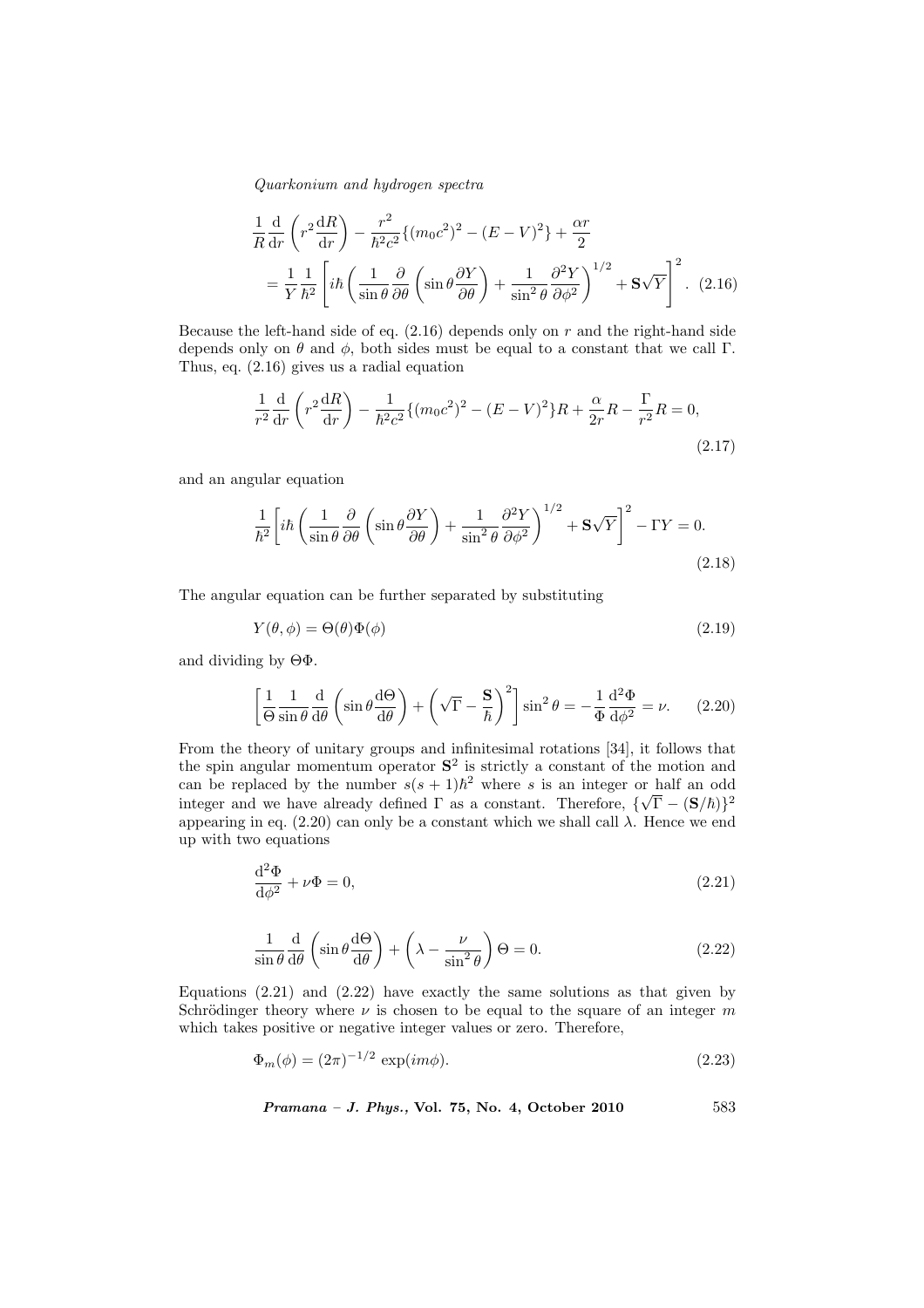$$\frac{1}{R}\frac{\mathrm{d}}{\mathrm{d}r}\left(r^2\frac{\mathrm{d}R}{\mathrm{d}r}\right) - \frac{r^2}{\hbar^2 c^2}\{(m_0c^2)^2 - (E-V)^2\} + \frac{\alpha r}{2}$$
$$= \frac{1}{Y}\frac{1}{\hbar^2}\left[i\hbar\left(\frac{1}{\sin\theta}\frac{\partial}{\partial\theta}\left(\sin\theta\frac{\partial Y}{\partial\theta}\right) + \frac{1}{\sin^2\theta}\frac{\partial^2 Y}{\partial\phi^2}\right)^{1/2} + \mathbf{S}\sqrt{Y}\right]^2. \quad (2.16)$$

Because the left-hand side of eq. (2.16) depends only on $r$ and the right-hand side depends only on $\theta$ and $\phi$, both sides must be equal to a constant that we call $\Gamma$. Thus, eq. (2.16) gives us a radial equation

$$\frac{1}{r^2}\frac{\mathrm{d}}{\mathrm{d}r}\left(r^2\frac{\mathrm{d}R}{\mathrm{d}r}\right) - \frac{1}{\hbar^2 c^2}\{(m_0c^2)^2 - (E-V)^2\}R + \frac{\alpha}{2r}R - \frac{\Gamma}{r^2}R = 0, \quad (2.17)$$

and an angular equation

$$\frac{1}{\hbar^2}\left[i\hbar\left(\frac{1}{\sin\theta}\frac{\partial}{\partial\theta}\left(\sin\theta\frac{\partial Y}{\partial\theta}\right) + \frac{1}{\sin^2\theta}\frac{\partial^2 Y}{\partial\phi^2}\right)^{1/2} + \mathbf{S}\sqrt{Y}\right]^2 - \Gamma Y = 0. \quad (2.18)$$

The angular equation can be further separated by substituting

$$Y(\theta,\phi) = \Theta(\theta)\Phi(\phi) \quad (2.19)$$

and dividing by $\Theta\Phi$.

$$\left[\frac{1}{\Theta}\frac{1}{\sin\theta}\frac{\mathrm{d}}{\mathrm{d}\theta}\left(\sin\theta\frac{\mathrm{d}\Theta}{\mathrm{d}\theta}\right) + \left(\sqrt{\Gamma} - \frac{\mathbf{S}}{\hbar}\right)^2\right]\sin^2\theta = -\frac{1}{\Phi}\frac{\mathrm{d}^2\Phi}{\mathrm{d}\phi^2} = \nu. \quad (2.20)$$

From the theory of unitary groups and infinitesimal rotations [34], it follows that the spin angular momentum operator $\mathbf{S}^2$ is strictly a constant of the motion and can be replaced by the number $s(s+1)\hbar^2$ where $s$ is an integer or half an odd integer and we have already defined $\Gamma$ as a constant. Therefore, $\{\sqrt{\Gamma} - (\mathbf{S}/\hbar)\}^2$ appearing in eq. (2.20) can only be a constant which we shall call $\lambda$. Hence we end up with two equations

$$\frac{\mathrm{d}^2\Phi}{\mathrm{d}\phi^2} + \nu\Phi = 0, \quad (2.21)$$

$$\frac{1}{\sin\theta}\frac{\mathrm{d}}{\mathrm{d}\theta}\left(\sin\theta\frac{\mathrm{d}\Theta}{\mathrm{d}\theta}\right) + \left(\lambda - \frac{\nu}{\sin^2\theta}\right)\Theta = 0. \quad (2.22)$$

Equations (2.21) and (2.22) have exactly the same solutions as that given by Schrödinger theory where $\nu$ is chosen to be equal to the square of an integer $m$ which takes positive or negative integer values or zero. Therefore,

$$\Phi_m(\phi) = (2\pi)^{-1/2}\exp(im\phi). \quad (2.23)$$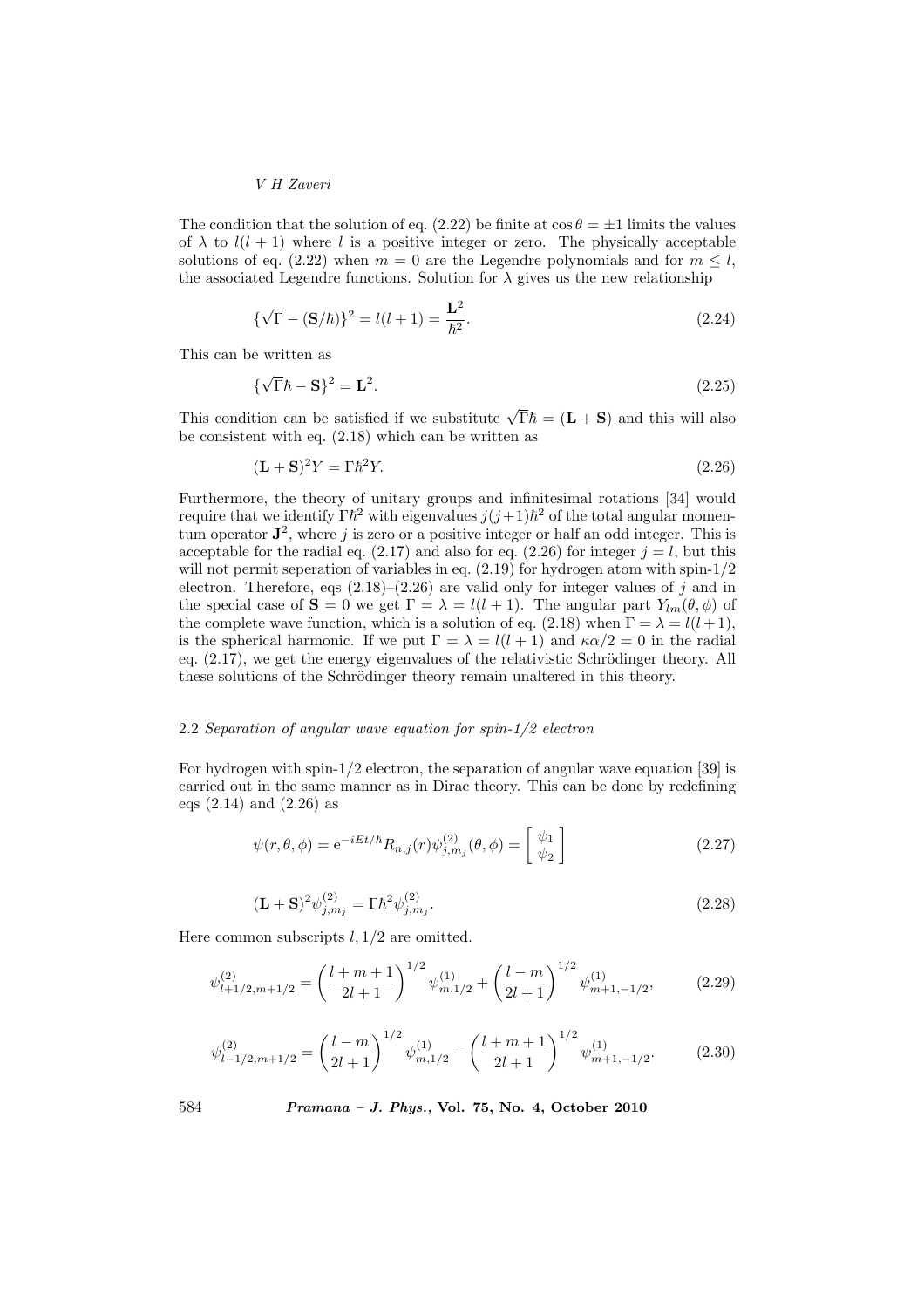The condition that the solution of eq. (2.22) be finite at $\cos\theta = \pm 1$ limits the values of $\lambda$ to $l(l+1)$ where $l$ is a positive integer or zero. The physically acceptable solutions of eq. (2.22) when $m = 0$ are the Legendre polynomials and for $m \leq l$, the associated Legendre functions. Solution for $\lambda$ gives us the new relationship

$$\{\sqrt{\Gamma} - (\mathbf{S}/\hbar)\}^2 = l(l+1) = \frac{\mathbf{L}^2}{\hbar^2}. \tag{2.24}$$

This can be written as

$$\{\sqrt{\Gamma}\hbar - \mathbf{S}\}^2 = \mathbf{L}^2. \tag{2.25}$$

This condition can be satisfied if we substitute $\sqrt{\Gamma}\hbar = (\mathbf{L} + \mathbf{S})$ and this will also be consistent with eq. (2.18) which can be written as

$$(\mathbf{L} + \mathbf{S})^2 Y = \Gamma\hbar^2 Y. \tag{2.26}$$

Furthermore, the theory of unitary groups and infinitesimal rotations [34] would require that we identify $\Gamma\hbar^2$ with eigenvalues $j(j+1)\hbar^2$ of the total angular momentum operator $\mathbf{J}^2$, where $j$ is zero or a positive integer or half an odd integer. This is acceptable for the radial eq. (2.17) and also for eq. (2.26) for integer $j = l$, but this will not permit seperation of variables in eq. (2.19) for hydrogen atom with spin-1/2 electron. Therefore, eqs (2.18)–(2.26) are valid only for integer values of $j$ and in the special case of $\mathbf{S} = 0$ we get $\Gamma = \lambda = l(l+1)$. The angular part $Y_{lm}(\theta,\phi)$ of the complete wave function, which is a solution of eq. (2.18) when $\Gamma = \lambda = l(l+1)$, is the spherical harmonic. If we put $\Gamma = \lambda = l(l+1)$ and $\kappa\alpha/2 = 0$ in the radial eq. (2.17), we get the energy eigenvalues of the relativistic Schrödinger theory. All these solutions of the Schrödinger theory remain unaltered in this theory.

### 2.2 *Separation of angular wave equation for spin-1/2 electron*

For hydrogen with spin-1/2 electron, the separation of angular wave equation [39] is carried out in the same manner as in Dirac theory. This can be done by redefining eqs (2.14) and (2.26) as

$$\psi(r,\theta,\phi) = \mathrm{e}^{-iEt/\hbar} R_{n,j}(r)\psi^{(2)}_{j,m_j}(\theta,\phi) = \begin{bmatrix} \psi_1 \\ \psi_2 \end{bmatrix} \tag{2.27}$$

$$(\mathbf{L} + \mathbf{S})^2 \psi^{(2)}_{j,m_j} = \Gamma\hbar^2 \psi^{(2)}_{j,m_j}. \tag{2.28}$$

Here common subscripts $l, 1/2$ are omitted.

$$\psi^{(2)}_{l+1/2,m+1/2} = \left(\frac{l+m+1}{2l+1}\right)^{1/2} \psi^{(1)}_{m,1/2} + \left(\frac{l-m}{2l+1}\right)^{1/2} \psi^{(1)}_{m+1,-1/2}, \tag{2.29}$$

$$\psi^{(2)}_{l-1/2,m+1/2} = \left(\frac{l-m}{2l+1}\right)^{1/2} \psi^{(1)}_{m,1/2} - \left(\frac{l+m+1}{2l+1}\right)^{1/2} \psi^{(1)}_{m+1,-1/2}. \tag{2.30}$$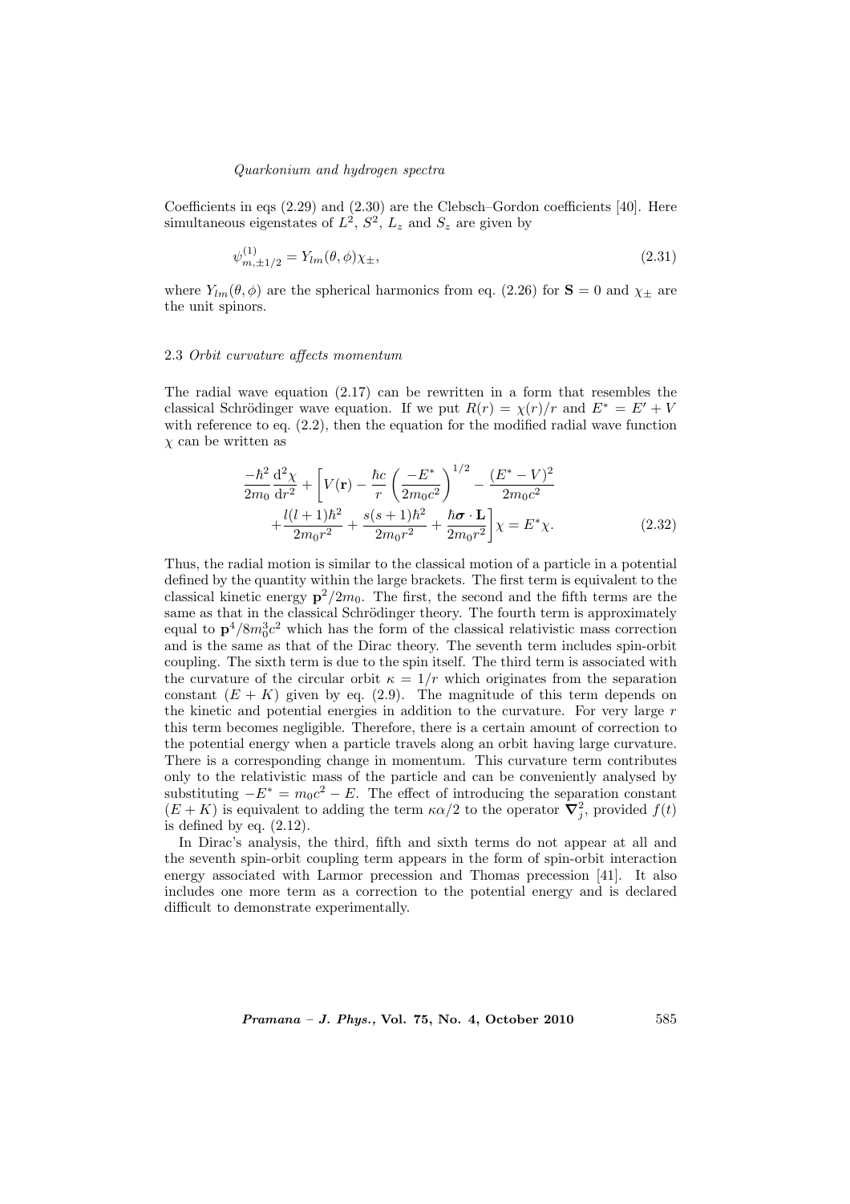Coefficients in eqs (2.29) and (2.30) are the Clebsch–Gordon coefficients [40]. Here simultaneous eigenstates of $L^2$, $S^2$, $L_z$ and $S_z$ are given by

$$\psi^{(1)}_{m,\pm 1/2} = Y_{lm}(\theta,\phi)\chi_{\pm}, \tag{2.31}$$

where $Y_{lm}(\theta,\phi)$ are the spherical harmonics from eq. (2.26) for $\mathbf{S} = 0$ and $\chi_{\pm}$ are the unit spinors.

### 2.3 *Orbit curvature affects momentum*

The radial wave equation (2.17) can be rewritten in a form that resembles the classical Schrödinger wave equation. If we put $R(r) = \chi(r)/r$ and $E^* = E' + V$ with reference to eq. (2.2), then the equation for the modified radial wave function $\chi$ can be written as

$$\frac{-\hbar^2}{2m_0}\frac{\mathrm{d}^2\chi}{\mathrm{d}r^2} + \left[V(\mathbf{r}) - \frac{\hbar c}{r}\left(\frac{-E^*}{2m_0c^2}\right)^{1/2} - \frac{(E^*-V)^2}{2m_0c^2} + \frac{l(l+1)\hbar^2}{2m_0r^2} + \frac{s(s+1)\hbar^2}{2m_0r^2} + \frac{\hbar\boldsymbol{\sigma}\cdot\mathbf{L}}{2m_0r^2}\right]\chi = E^*\chi. \tag{2.32}$$

Thus, the radial motion is similar to the classical motion of a particle in a potential defined by the quantity within the large brackets. The first term is equivalent to the classical kinetic energy $\mathbf{p}^2/2m_0$. The first, the second and the fifth terms are the same as that in the classical Schrödinger theory. The fourth term is approximately equal to $\mathbf{p}^4/8m_0^3c^2$ which has the form of the classical relativistic mass correction and is the same as that of the Dirac theory. The seventh term includes spin-orbit coupling. The sixth term is due to the spin itself. The third term is associated with the curvature of the circular orbit $\kappa = 1/r$ which originates from the separation constant $(E+K)$ given by eq. (2.9). The magnitude of this term depends on the kinetic and potential energies in addition to the curvature. For very large $r$ this term becomes negligible. Therefore, there is a certain amount of correction to the potential energy when a particle travels along an orbit having large curvature. There is a corresponding change in momentum. This curvature term contributes only to the relativistic mass of the particle and can be conveniently analysed by substituting $-E^* = m_0c^2 - E$. The effect of introducing the separation constant $(E+K)$ is equivalent to adding the term $\kappa\alpha/2$ to the operator $\boldsymbol{\nabla}^2_j$, provided $f(t)$ is defined by eq. (2.12).

In Dirac's analysis, the third, fifth and sixth terms do not appear at all and the seventh spin-orbit coupling term appears in the form of spin-orbit interaction energy associated with Larmor precession and Thomas precession [41]. It also includes one more term as a correction to the potential energy and is declared difficult to demonstrate experimentally.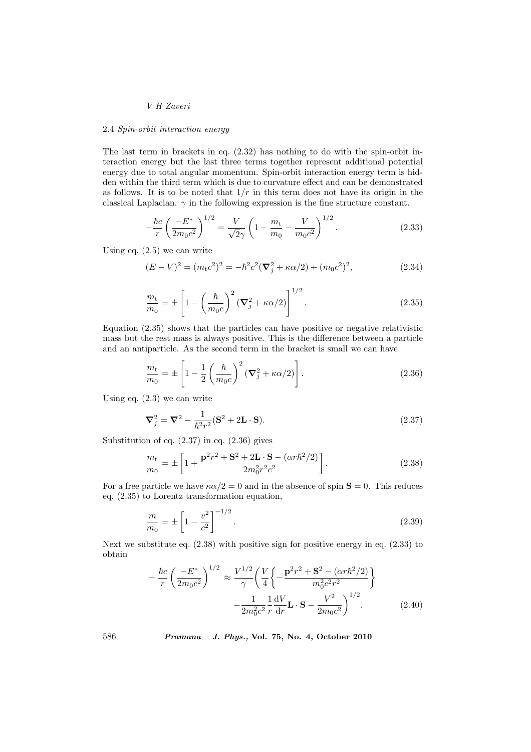### 2.4 *Spin-orbit interaction energy*

The last term in brackets in eq. (2.32) has nothing to do with the spin-orbit interaction energy but the last three terms together represent additional potential energy due to total angular momentum. Spin-orbit interaction energy term is hidden within the third term which is due to curvature effect and can be demonstrated as follows. It is to be noted that $1/r$ in this term does not have its origin in the classical Laplacian. $\gamma$ in the following expression is the fine structure constant.

$$-\frac{\hbar c}{r}\left(\frac{-E^*}{2m_0c^2}\right)^{1/2} = \frac{V}{\sqrt{2}\gamma}\left(1 - \frac{m_\mathrm{t}}{m_0} - \frac{V}{m_0c^2}\right)^{1/2}. \tag{2.33}$$

Using eq. (2.5) we can write

$$(E-V)^2 = (m_\mathrm{t}c^2)^2 = -\hbar^2c^2(\boldsymbol{\nabla}_j^2 + \kappa\alpha/2) + (m_0c^2)^2, \tag{2.34}$$

$$\frac{m_\mathrm{t}}{m_0} = \pm\left[1 - \left(\frac{\hbar}{m_0c}\right)^2(\boldsymbol{\nabla}_j^2 + \kappa\alpha/2)\right]^{1/2}. \tag{2.35}$$

Equation (2.35) shows that the particles can have positive or negative relativistic mass but the rest mass is always positive. This is the difference between a particle and an antiparticle. As the second term in the bracket is small we can have

$$\frac{m_\mathrm{t}}{m_0} = \pm\left[1 - \frac{1}{2}\left(\frac{\hbar}{m_0c}\right)^2(\boldsymbol{\nabla}_j^2 + \kappa\alpha/2)\right]. \tag{2.36}$$

Using eq. (2.3) we can write

$$\boldsymbol{\nabla}_j^2 = \boldsymbol{\nabla}^2 - \frac{1}{\hbar^2r^2}(\mathbf{S}^2 + 2\mathbf{L}\cdot\mathbf{S}). \tag{2.37}$$

Substitution of eq. (2.37) in eq. (2.36) gives

$$\frac{m_\mathrm{t}}{m_0} = \pm\left[1 + \frac{\mathbf{p}^2r^2 + \mathbf{S}^2 + 2\mathbf{L}\cdot\mathbf{S} - (\alpha r\hbar^2/2)}{2m_0^2r^2c^2}\right]. \tag{2.38}$$

For a free particle we have $\kappa\alpha/2 = 0$ and in the absence of spin $\mathbf{S} = 0$. This reduces eq. (2.35) to Lorentz transformation equation,

$$\frac{m}{m_0} = \pm\left[1 - \frac{v^2}{c^2}\right]^{-1/2}. \tag{2.39}$$

Next we substitute eq. (2.38) with positive sign for positive energy in eq. (2.33) to obtain

$$\begin{aligned}-\frac{\hbar c}{r}\left(\frac{-E^*}{2m_0c^2}\right)^{1/2} \approx \frac{V^{1/2}}{\gamma}\Bigg(&\frac{V}{4}\left\{-\frac{\mathbf{p}^2r^2 + \mathbf{S}^2 - (\alpha r\hbar^2/2)}{m_0^2c^2r^2}\right\} \\ &-\frac{1}{2m_0^2c^2}\frac{1}{r}\frac{\mathrm{d}V}{\mathrm{d}r}\mathbf{L}\cdot\mathbf{S} - \frac{V^2}{2m_0c^2}\Bigg)^{1/2}.\end{aligned} \tag{2.40}$$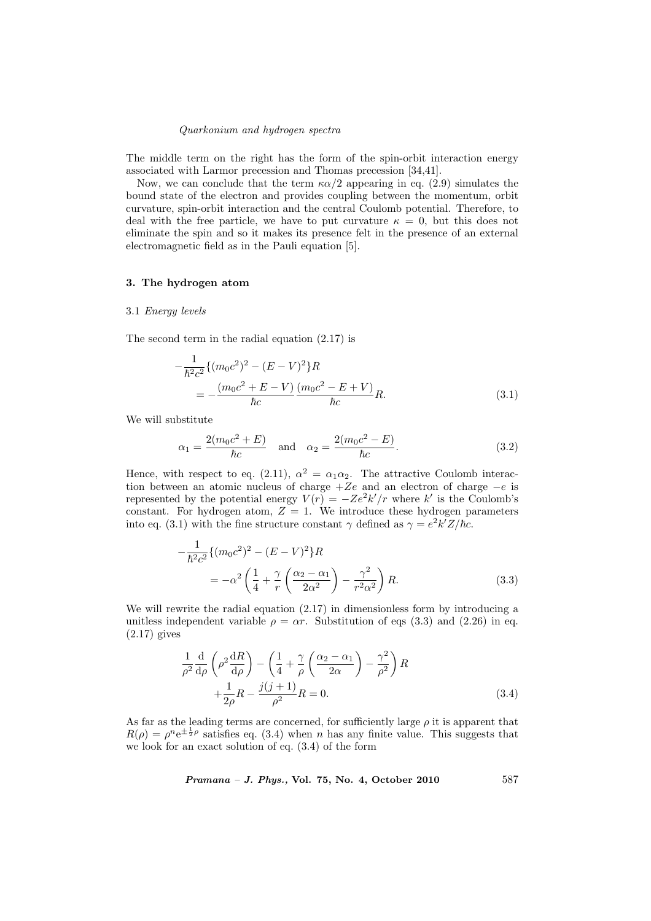The middle term on the right has the form of the spin-orbit interaction energy associated with Larmor precession and Thomas precession [34,41].

Now, we can conclude that the term $\kappa\alpha/2$ appearing in eq. (2.9) simulates the bound state of the electron and provides coupling between the momentum, orbit curvature, spin-orbit interaction and the central Coulomb potential. Therefore, to deal with the free particle, we have to put curvature $\kappa = 0$, but this does not eliminate the spin and so it makes its presence felt in the presence of an external electromagnetic field as in the Pauli equation [5].

## 3. The hydrogen atom

### 3.1 *Energy levels*

The second term in the radial equation (2.17) is

$$-\frac{1}{\hbar^2 c^2}\{(m_0c^2)^2 - (E-V)^2\}R = -\frac{(m_0c^2 + E - V)}{\hbar c}\frac{(m_0c^2 - E + V)}{\hbar c}R. \tag{3.1}$$

We will substitute

$$\alpha_1 = \frac{2(m_0c^2 + E)}{\hbar c} \quad \text{and} \quad \alpha_2 = \frac{2(m_0c^2 - E)}{\hbar c}. \tag{3.2}$$

Hence, with respect to eq. (2.11), $\alpha^2 = \alpha_1\alpha_2$. The attractive Coulomb interaction between an atomic nucleus of charge $+Ze$ and an electron of charge $-e$ is represented by the potential energy $V(r) = -Ze^2k'/r$ where $k'$ is the Coulomb's constant. For hydrogen atom, $Z = 1$. We introduce these hydrogen parameters into eq. (3.1) with the fine structure constant $\gamma$ defined as $\gamma = e^2k'Z/\hbar c$.

$$-\frac{1}{\hbar^2 c^2}\{(m_0c^2)^2 - (E-V)^2\}R = -\alpha^2\left(\frac{1}{4} + \frac{\gamma}{r}\left(\frac{\alpha_2 - \alpha_1}{2\alpha^2}\right) - \frac{\gamma^2}{r^2\alpha^2}\right)R. \tag{3.3}$$

We will rewrite the radial equation (2.17) in dimensionless form by introducing a unitless independent variable $\rho = \alpha r$. Substitution of eqs (3.3) and (2.26) in eq. (2.17) gives

$$\frac{1}{\rho^2}\frac{\mathrm{d}}{\mathrm{d}\rho}\left(\rho^2\frac{\mathrm{d}R}{\mathrm{d}\rho}\right) - \left(\frac{1}{4} + \frac{\gamma}{\rho}\left(\frac{\alpha_2 - \alpha_1}{2\alpha}\right) - \frac{\gamma^2}{\rho^2}\right)R + \frac{1}{2\rho}R - \frac{j(j+1)}{\rho^2}R = 0. \tag{3.4}$$

As far as the leading terms are concerned, for sufficiently large $\rho$ it is apparent that $R(\rho) = \rho^n \mathrm{e}^{\pm\frac{1}{2}\rho}$ satisfies eq. (3.4) when $n$ has any finite value. This suggests that we look for an exact solution of eq. (3.4) of the form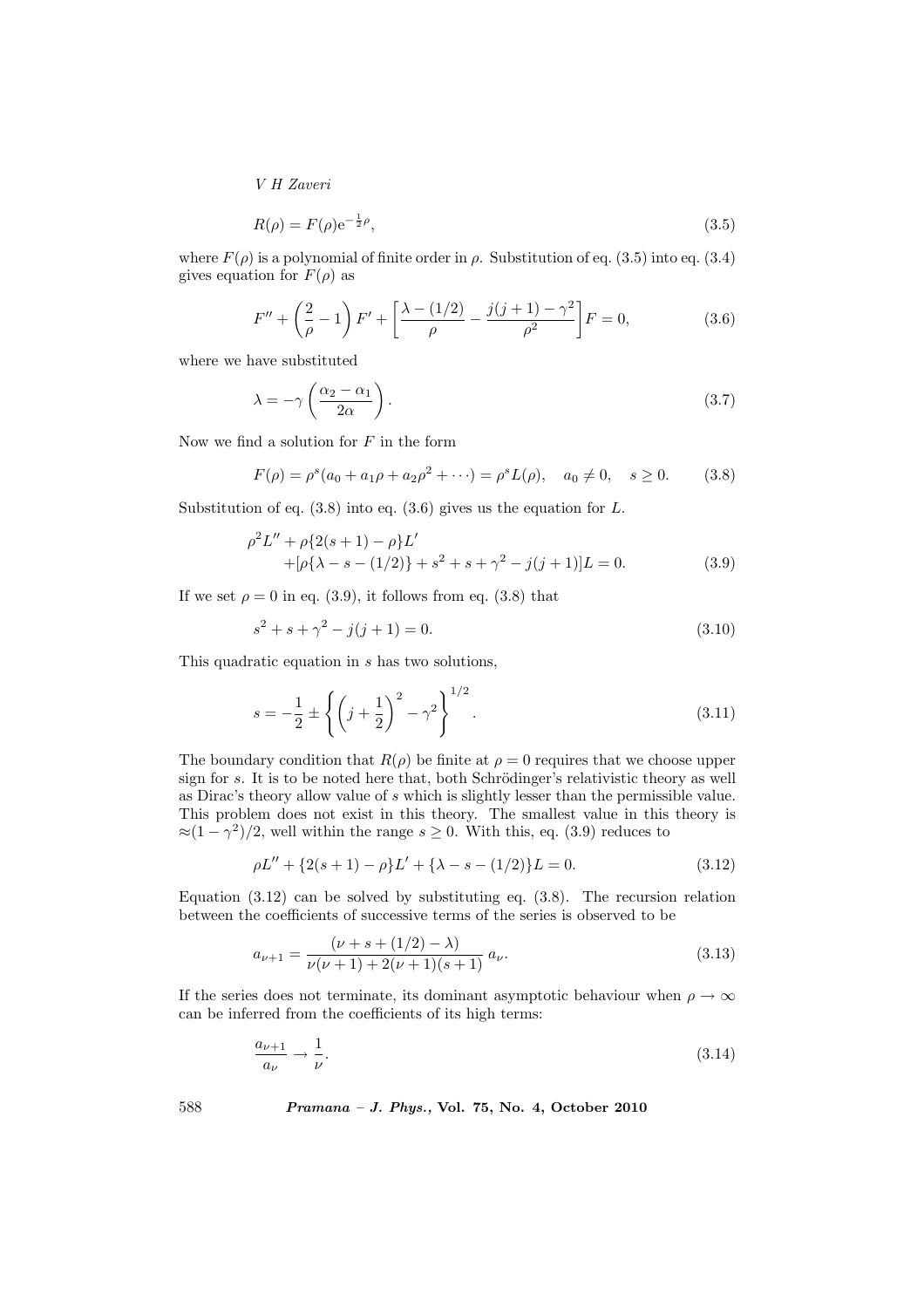$$R(\rho) = F(\rho)\mathrm{e}^{-\frac{1}{2}\rho}, \tag{3.5}$$

where $F(\rho)$ is a polynomial of finite order in $\rho$. Substitution of eq. (3.5) into eq. (3.4) gives equation for $F(\rho)$ as

$$F'' + \left(\frac{2}{\rho} - 1\right)F' + \left[\frac{\lambda - (1/2)}{\rho} - \frac{j(j+1) - \gamma^2}{\rho^2}\right]F = 0, \tag{3.6}$$

where we have substituted

$$\lambda = -\gamma\left(\frac{\alpha_2 - \alpha_1}{2\alpha}\right). \tag{3.7}$$

Now we find a solution for $F$ in the form

$$F(\rho) = \rho^s(a_0 + a_1\rho + a_2\rho^2 + \cdots) = \rho^s L(\rho), \quad a_0 \neq 0, \quad s \geq 0. \tag{3.8}$$

Substitution of eq. (3.8) into eq. (3.6) gives us the equation for $L$.

$$\begin{aligned}&\rho^2 L'' + \rho\{2(s+1) - \rho\}L' \\ &\quad + [\rho\{\lambda - s - (1/2)\} + s^2 + s + \gamma^2 - j(j+1)]L = 0.\end{aligned} \tag{3.9}$$

If we set $\rho = 0$ in eq. (3.9), it follows from eq. (3.8) that

$$s^2 + s + \gamma^2 - j(j+1) = 0. \tag{3.10}$$

This quadratic equation in $s$ has two solutions,

$$s = -\frac{1}{2} \pm \left\{\left(j + \frac{1}{2}\right)^2 - \gamma^2\right\}^{1/2}. \tag{3.11}$$

The boundary condition that $R(\rho)$ be finite at $\rho = 0$ requires that we choose upper sign for $s$. It is to be noted here that, both Schrödinger's relativistic theory as well as Dirac's theory allow value of $s$ which is slightly lesser than the permissible value. This problem does not exist in this theory. The smallest value in this theory is $\approx(1 - \gamma^2)/2$, well within the range $s \geq 0$. With this, eq. (3.9) reduces to

$$\rho L'' + \{2(s+1) - \rho\}L' + \{\lambda - s - (1/2)\}L = 0. \tag{3.12}$$

Equation (3.12) can be solved by substituting eq. (3.8). The recursion relation between the coefficients of successive terms of the series is observed to be

$$a_{\nu+1} = \frac{(\nu + s + (1/2) - \lambda)}{\nu(\nu+1) + 2(\nu+1)(s+1)}\, a_\nu. \tag{3.13}$$

If the series does not terminate, its dominant asymptotic behaviour when $\rho \to \infty$ can be inferred from the coefficients of its high terms:

$$\frac{a_{\nu+1}}{a_\nu} \to \frac{1}{\nu}. \tag{3.14}$$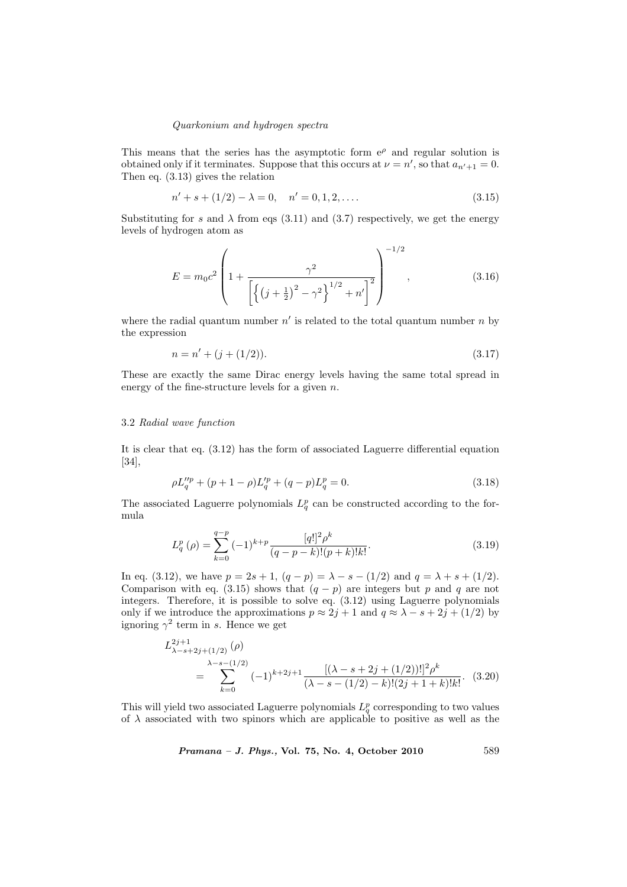This means that the series has the asymptotic form $e^{\rho}$ and regular solution is obtained only if it terminates. Suppose that this occurs at $\nu = n'$, so that $a_{n'+1} = 0$. Then eq. (3.13) gives the relation

$$n' + s + (1/2) - \lambda = 0, \quad n' = 0, 1, 2, \ldots. \tag{3.15}$$

Substituting for $s$ and $\lambda$ from eqs (3.11) and (3.7) respectively, we get the energy levels of hydrogen atom as

$$E = m_0 c^2 \left( 1 + \frac{\gamma^2}{\left[ \left\{ \left( j + \frac{1}{2} \right)^2 - \gamma^2 \right\}^{1/2} + n' \right]^2} \right)^{-1/2}, \tag{3.16}$$

where the radial quantum number $n'$ is related to the total quantum number $n$ by the expression

$$n = n' + (j + (1/2)). \tag{3.17}$$

These are exactly the same Dirac energy levels having the same total spread in energy of the fine-structure levels for a given $n$.

### 3.2 *Radial wave function*

It is clear that eq. (3.12) has the form of associated Laguerre differential equation [34],

$$\rho L_q''^p + (p + 1 - \rho) L_q'^p + (q - p) L_q^p = 0. \tag{3.18}$$

The associated Laguerre polynomials $L_q^p$ can be constructed according to the formula

$$L_q^p(\rho) = \sum_{k=0}^{q-p} (-1)^{k+p} \frac{[q!]^2 \rho^k}{(q-p-k)!(p+k)!k!}. \tag{3.19}$$

In eq. (3.12), we have $p = 2s + 1$, $(q - p) = \lambda - s - (1/2)$ and $q = \lambda + s + (1/2)$. Comparison with eq. (3.15) shows that $(q - p)$ are integers but $p$ and $q$ are not integers. Therefore, it is possible to solve eq. (3.12) using Laguerre polynomials only if we introduce the approximations $p \approx 2j + 1$ and $q \approx \lambda - s + 2j + (1/2)$ by ignoring $\gamma^2$ term in $s$. Hence we get

$$L_{\lambda - s + 2j + (1/2)}^{2j+1}(\rho) = \sum_{k=0}^{\lambda - s - (1/2)} (-1)^{k+2j+1} \frac{[(\lambda - s + 2j + (1/2))!]^2 \rho^k}{(\lambda - s - (1/2) - k)!(2j + 1 + k)!k!}. \tag{3.20}$$

This will yield two associated Laguerre polynomials $L_q^p$ corresponding to two values of $\lambda$ associated with two spinors which are applicable to positive as well as the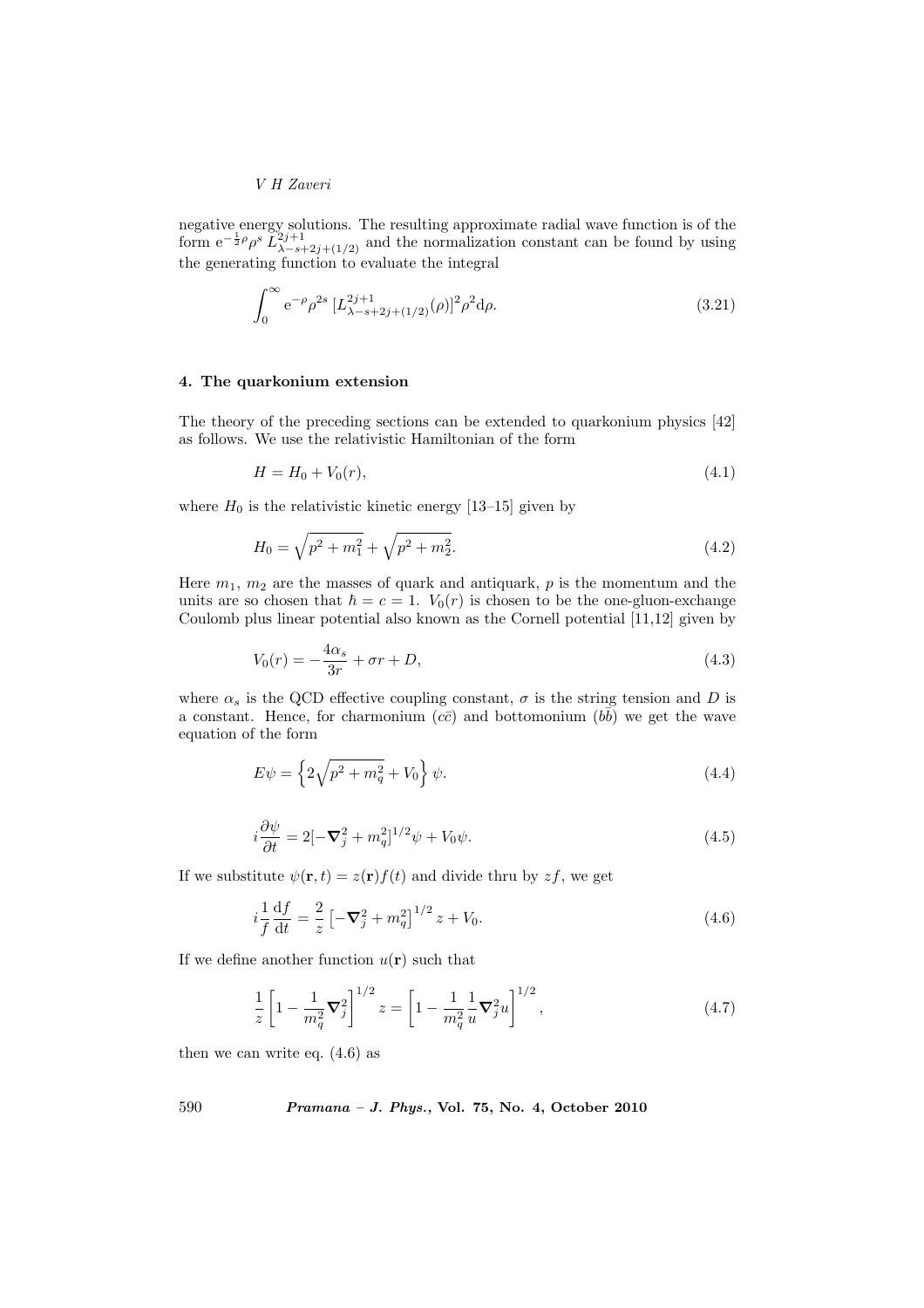negative energy solutions. The resulting approximate radial wave function is of the form $\mathrm{e}^{-\frac{1}{2}\rho}\rho^s\, L^{2j+1}_{\lambda-s+2j+(1/2)}$ and the normalization constant can be found by using the generating function to evaluate the integral

$$\int_0^\infty \mathrm{e}^{-\rho}\rho^{2s}\,[L^{2j+1}_{\lambda-s+2j+(1/2)}(\rho)]^2\rho^2\mathrm{d}\rho. \tag{3.21}$$

## 4. The quarkonium extension

The theory of the preceding sections can be extended to quarkonium physics [42] as follows. We use the relativistic Hamiltonian of the form

$$H = H_0 + V_0(r), \tag{4.1}$$

where $H_0$ is the relativistic kinetic energy [13–15] given by

$$H_0 = \sqrt{p^2+m_1^2} + \sqrt{p^2+m_2^2}. \tag{4.2}$$

Here $m_1$, $m_2$ are the masses of quark and antiquark, $p$ is the momentum and the units are so chosen that $\hbar = c = 1$. $V_0(r)$ is chosen to be the one-gluon-exchange Coulomb plus linear potential also known as the Cornell potential [11,12] given by

$$V_0(r) = -\frac{4\alpha_s}{3r} + \sigma r + D, \tag{4.3}$$

where $\alpha_s$ is the QCD effective coupling constant, $\sigma$ is the string tension and $D$ is a constant. Hence, for charmonium ($c\bar{c}$) and bottomonium ($b\bar{b}$) we get the wave equation of the form

$$E\psi = \left\{2\sqrt{p^2+m_q^2} + V_0\right\}\psi. \tag{4.4}$$

$$i\frac{\partial\psi}{\partial t} = 2[-\boldsymbol{\nabla}_j^2 + m_q^2]^{1/2}\psi + V_0\psi. \tag{4.5}$$

If we substitute $\psi(\mathbf{r},t) = z(\mathbf{r})f(t)$ and divide thru by $zf$, we get

$$i\frac{1}{f}\frac{\mathrm{d}f}{\mathrm{d}t} = \frac{2}{z}\left[-\boldsymbol{\nabla}_j^2 + m_q^2\right]^{1/2} z + V_0. \tag{4.6}$$

If we define another function $u(\mathbf{r})$ such that

$$\frac{1}{z}\left[1 - \frac{1}{m_q^2}\boldsymbol{\nabla}_j^2\right]^{1/2} z = \left[1 - \frac{1}{m_q^2}\frac{1}{u}\boldsymbol{\nabla}_j^2 u\right]^{1/2}, \tag{4.7}$$

then we can write eq. (4.6) as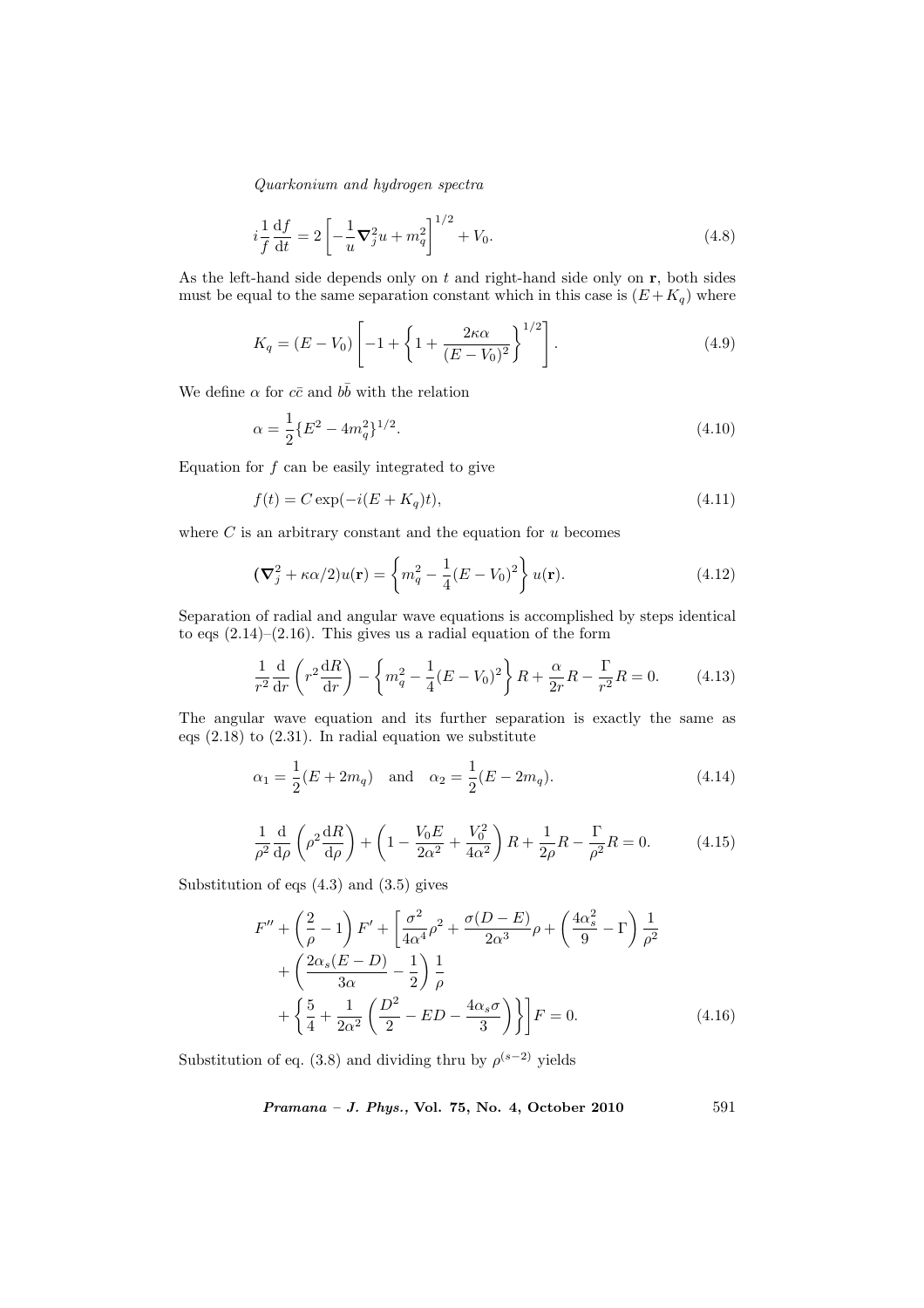$$i\frac{1}{f}\frac{\mathrm{d}f}{\mathrm{d}t} = 2\left[-\frac{1}{u}\boldsymbol{\nabla}_j^2 u + m_q^2\right]^{1/2} + V_0. \tag{4.8}$$

As the left-hand side depends only on $t$ and right-hand side only on $\mathbf{r}$, both sides must be equal to the same separation constant which in this case is $(E+K_q)$ where

$$K_q = (E - V_0)\left[-1 + \left\{1 + \frac{2\kappa\alpha}{(E-V_0)^2}\right\}^{1/2}\right]. \tag{4.9}$$

We define $\alpha$ for $c\bar{c}$ and $b\bar{b}$ with the relation

$$\alpha = \frac{1}{2}\{E^2 - 4m_q^2\}^{1/2}. \tag{4.10}$$

Equation for $f$ can be easily integrated to give

$$f(t) = C\exp(-i(E+K_q)t), \tag{4.11}$$

where $C$ is an arbitrary constant and the equation for $u$ becomes

$$(\boldsymbol{\nabla}_j^2 + \kappa\alpha/2)u(\mathbf{r}) = \left\{m_q^2 - \frac{1}{4}(E-V_0)^2\right\}u(\mathbf{r}). \tag{4.12}$$

Separation of radial and angular wave equations is accomplished by steps identical to eqs (2.14)–(2.16). This gives us a radial equation of the form

$$\frac{1}{r^2}\frac{\mathrm{d}}{\mathrm{d}r}\left(r^2\frac{\mathrm{d}R}{\mathrm{d}r}\right) - \left\{m_q^2 - \frac{1}{4}(E-V_0)^2\right\}R + \frac{\alpha}{2r}R - \frac{\Gamma}{r^2}R = 0. \tag{4.13}$$

The angular wave equation and its further separation is exactly the same as eqs (2.18) to (2.31). In radial equation we substitute

$$\alpha_1 = \frac{1}{2}(E + 2m_q) \quad \text{and} \quad \alpha_2 = \frac{1}{2}(E - 2m_q). \tag{4.14}$$

$$\frac{1}{\rho^2}\frac{\mathrm{d}}{\mathrm{d}\rho}\left(\rho^2\frac{\mathrm{d}R}{\mathrm{d}\rho}\right) + \left(1 - \frac{V_0 E}{2\alpha^2} + \frac{V_0^2}{4\alpha^2}\right)R + \frac{1}{2\rho}R - \frac{\Gamma}{\rho^2}R = 0. \tag{4.15}$$

Substitution of eqs (4.3) and (3.5) gives

$$\begin{aligned}
F'' &+ \left(\frac{2}{\rho} - 1\right)F' + \left[\frac{\sigma^2}{4\alpha^4}\rho^2 + \frac{\sigma(D-E)}{2\alpha^3}\rho + \left(\frac{4\alpha_s^2}{9} - \Gamma\right)\frac{1}{\rho^2}\right. \\
&+ \left(\frac{2\alpha_s(E-D)}{3\alpha} - \frac{1}{2}\right)\frac{1}{\rho} \\
&+ \left.\left\{\frac{5}{4} + \frac{1}{2\alpha^2}\left(\frac{D^2}{2} - ED - \frac{4\alpha_s\sigma}{3}\right)\right\}\right]F = 0.
\end{aligned} \tag{4.16}$$

Substitution of eq. (3.8) and dividing thru by $\rho^{(s-2)}$ yields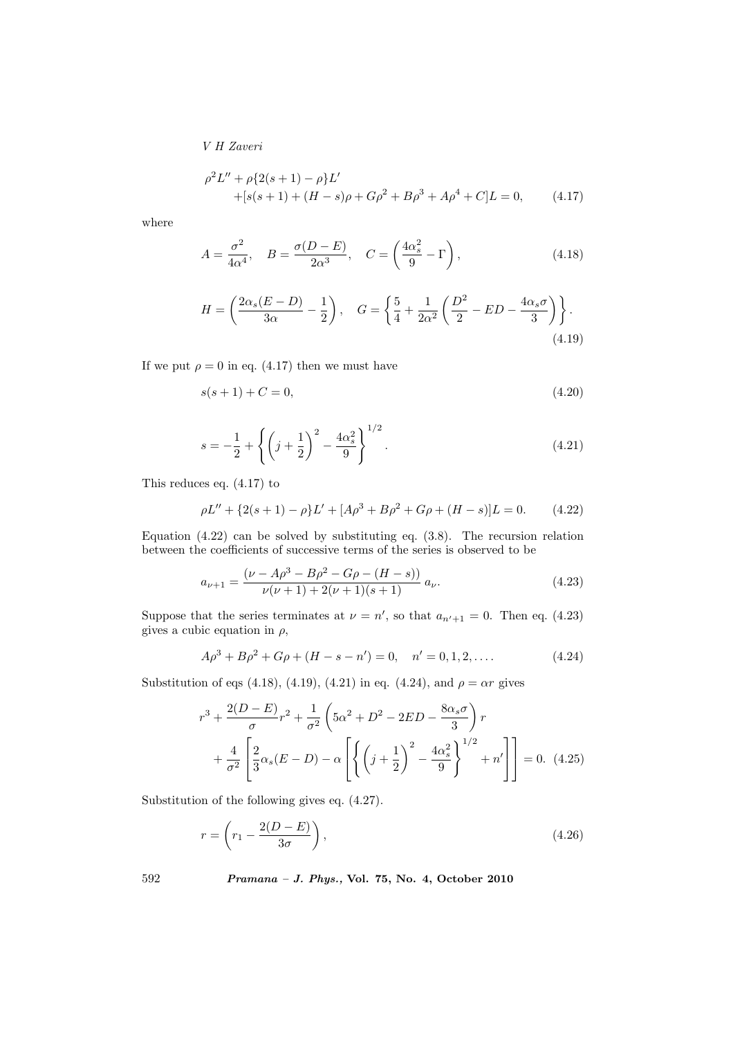$$
\rho^2 L'' + \rho\{2(s+1) - \rho\}L' \\
+[s(s+1) + (H-s)\rho + G\rho^2 + B\rho^3 + A\rho^4 + C]L = 0, \tag{4.17}
$$

where

$$
A = \frac{\sigma^2}{4\alpha^4}, \quad B = \frac{\sigma(D-E)}{2\alpha^3}, \quad C = \left(\frac{4\alpha_s^2}{9} - \Gamma\right), \tag{4.18}
$$

$$
H = \left(\frac{2\alpha_s(E-D)}{3\alpha} - \frac{1}{2}\right), \quad G = \left\{\frac{5}{4} + \frac{1}{2\alpha^2}\left(\frac{D^2}{2} - ED - \frac{4\alpha_s\sigma}{3}\right)\right\}. \tag{4.19}
$$

If we put $\rho = 0$ in eq. (4.17) then we must have

$$
s(s+1) + C = 0, \tag{4.20}
$$

$$
s = -\frac{1}{2} + \left\{\left(j + \frac{1}{2}\right)^2 - \frac{4\alpha_s^2}{9}\right\}^{1/2}. \tag{4.21}
$$

This reduces eq. (4.17) to

$$
\rho L'' + \{2(s+1) - \rho\}L' + [A\rho^3 + B\rho^2 + G\rho + (H-s)]L = 0. \tag{4.22}
$$

Equation (4.22) can be solved by substituting eq. (3.8). The recursion relation between the coefficients of successive terms of the series is observed to be

$$
a_{\nu+1} = \frac{(\nu - A\rho^3 - B\rho^2 - G\rho - (H-s))}{\nu(\nu+1) + 2(\nu+1)(s+1)}\, a_\nu. \tag{4.23}
$$

Suppose that the series terminates at $\nu = n'$, so that $a_{n'+1} = 0$. Then eq. (4.23) gives a cubic equation in $\rho$,

$$
A\rho^3 + B\rho^2 + G\rho + (H - s - n') = 0, \quad n' = 0, 1, 2, \ldots. \tag{4.24}
$$

Substitution of eqs (4.18), (4.19), (4.21) in eq. (4.24), and $\rho = \alpha r$ gives

$$
r^3 + \frac{2(D-E)}{\sigma}r^2 + \frac{1}{\sigma^2}\left(5\alpha^2 + D^2 - 2ED - \frac{8\alpha_s\sigma}{3}\right)r \\
+ \frac{4}{\sigma^2}\left[\frac{2}{3}\alpha_s(E-D) - \alpha\left[\left\{\left(j + \frac{1}{2}\right)^2 - \frac{4\alpha_s^2}{9}\right\}^{1/2} + n'\right]\right] = 0. \tag{4.25}
$$

Substitution of the following gives eq. (4.27).

$$
r = \left(r_1 - \frac{2(D-E)}{3\sigma}\right), \tag{4.26}
$$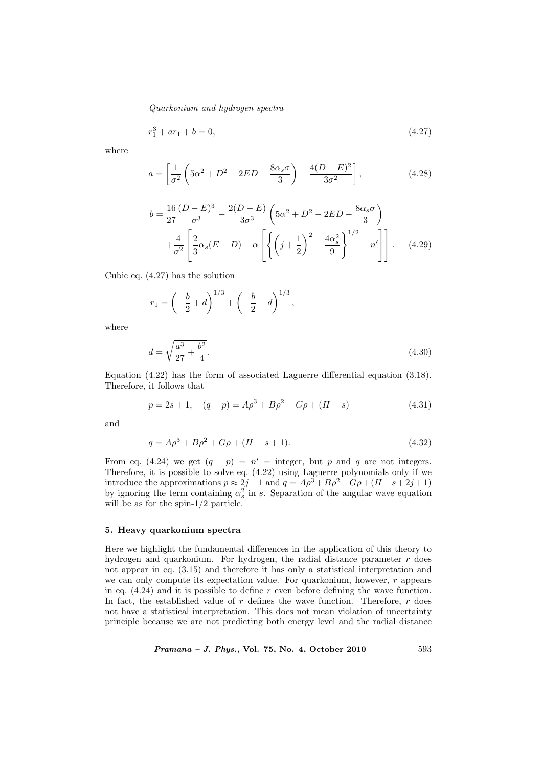$$r_1^3 + ar_1 + b = 0, \tag{4.27}$$

where

$$a = \left[\frac{1}{\sigma^2}\left(5\alpha^2 + D^2 - 2ED - \frac{8\alpha_s\sigma}{3}\right) - \frac{4(D-E)^2}{3\sigma^2}\right], \tag{4.28}$$

$$b = \frac{16}{27}\frac{(D-E)^3}{\sigma^3} - \frac{2(D-E)}{3\sigma^3}\left(5\alpha^2 + D^2 - 2ED - \frac{8\alpha_s\sigma}{3}\right) + \frac{4}{\sigma^2}\left[\frac{2}{3}\alpha_s(E-D) - \alpha\left[\left\{\left(j+\frac{1}{2}\right)^2 - \frac{4\alpha_s^2}{9}\right\}^{1/2} + n'\right]\right]. \tag{4.29}$$

Cubic eq. (4.27) has the solution

$$r_1 = \left(-\frac{b}{2} + d\right)^{1/3} + \left(-\frac{b}{2} - d\right)^{1/3},$$

where

$$d = \sqrt{\frac{a^3}{27} + \frac{b^2}{4}}. \tag{4.30}$$

Equation (4.22) has the form of associated Laguerre differential equation (3.18). Therefore, it follows that

$$p = 2s + 1, \quad (q - p) = A\rho^3 + B\rho^2 + G\rho + (H - s) \tag{4.31}$$

and

$$q = A\rho^3 + B\rho^2 + G\rho + (H + s + 1). \tag{4.32}$$

From eq. (4.24) we get $(q - p) = n' =$ integer, but $p$ and $q$ are not integers. Therefore, it is possible to solve eq. (4.22) using Laguerre polynomials only if we introduce the approximations $p \approx 2j + 1$ and $q = A\rho^3 + B\rho^2 + G\rho + (H - s + 2j + 1)$ by ignoring the term containing $\alpha_s^2$ in $s$. Separation of the angular wave equation will be as for the spin-1/2 particle.

## 5. Heavy quarkonium spectra

Here we highlight the fundamental differences in the application of this theory to hydrogen and quarkonium. For hydrogen, the radial distance parameter $r$ does not appear in eq. (3.15) and therefore it has only a statistical interpretation and we can only compute its expectation value. For quarkonium, however, $r$ appears in eq. (4.24) and it is possible to define $r$ even before defining the wave function. In fact, the established value of $r$ defines the wave function. Therefore, $r$ does not have a statistical interpretation. This does not mean violation of uncertainty principle because we are not predicting both energy level and the radial distance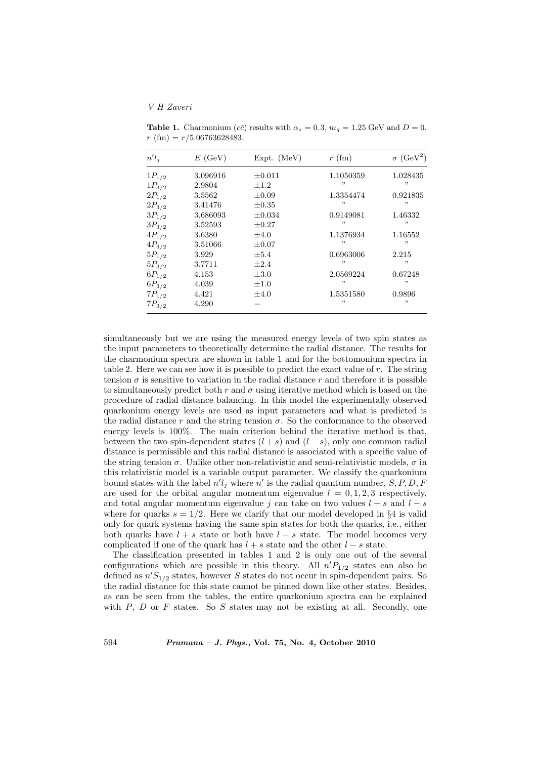**Table 1.** Charmonium ($c\bar{c}$) results with $\alpha_s = 0.3$, $m_q = 1.25$ GeV and $D = 0$. $r$ (fm) $= r/5.06763628483$.

| $n'l_j$ | $E$ (GeV) | Expt. (MeV) | $r$ (fm) | $\sigma$ (GeV$^2$) |
|---|---|---|---|---|
| $1P_{1/2}$ | 3.096916 | $\pm 0.011$ | 1.1050359 | 1.028435 |
| $1P_{3/2}$ | 2.9804 | $\pm 1.2$ | " | " |
| $2P_{1/2}$ | 3.5562 | $\pm 0.09$ | 1.3354474 | 0.921835 |
| $2P_{3/2}$ | 3.41476 | $\pm 0.35$ | " | " |
| $3P_{1/2}$ | 3.686093 | $\pm 0.034$ | 0.9149081 | 1.46332 |
| $3P_{3/2}$ | 3.52593 | $\pm 0.27$ | " | " |
| $4P_{1/2}$ | 3.6380 | $\pm 4.0$ | 1.1376934 | 1.16552 |
| $4P_{3/2}$ | 3.51066 | $\pm 0.07$ | " | " |
| $5P_{1/2}$ | 3.929 | $\pm 5.4$ | 0.6963006 | 2.215 |
| $5P_{3/2}$ | 3.7711 | $\pm 2.4$ | " | " |
| $6P_{1/2}$ | 4.153 | $\pm 3.0$ | 2.0569224 | 0.67248 |
| $6P_{3/2}$ | 4.039 | $\pm 1.0$ | " | " |
| $7P_{1/2}$ | 4.421 | $\pm 4.0$ | 1.5351580 | 0.9896 |
| $7P_{3/2}$ | 4.290 | – | " | " |

simultaneously but we are using the measured energy levels of two spin states as the input parameters to theoretically determine the radial distance. The results for the charmonium spectra are shown in table 1 and for the bottomonium spectra in table 2. Here we can see how it is possible to predict the exact value of $r$. The string tension $\sigma$ is sensitive to variation in the radial distance $r$ and therefore it is possible to simultaneously predict both $r$ and $\sigma$ using iterative method which is based on the procedure of radial distance balancing. In this model the experimentally observed quarkonium energy levels are used as input parameters and what is predicted is the radial distance $r$ and the string tension $\sigma$. So the conformance to the observed energy levels is 100%. The main criterion behind the iterative method is that, between the two spin-dependent states $(l + s)$ and $(l - s)$, only one common radial distance is permissible and this radial distance is associated with a specific value of the string tension $\sigma$. Unlike other non-relativistic and semi-relativistic models, $\sigma$ in this relativistic model is a variable output parameter. We classify the quarkonium bound states with the label $n'l_j$ where $n'$ is the radial quantum number, $S, P, D, F$ are used for the orbital angular momentum eigenvalue $l = 0, 1, 2, 3$ respectively, and total angular momentum eigenvalue $j$ can take on two values $l + s$ and $l - s$ where for quarks $s = 1/2$. Here we clarify that our model developed in §4 is valid only for quark systems having the same spin states for both the quarks, i.e., either both quarks have $l + s$ state or both have $l - s$ state. The model becomes very complicated if one of the quark has $l + s$ state and the other $l - s$ state.

The classification presented in tables 1 and 2 is only one out of the several configurations which are possible in this theory. All $n'P_{1/2}$ states can also be defined as $n'S_{1/2}$ states, however $S$ states do not occur in spin-dependent pairs. So the radial distance for this state cannot be pinned down like other states. Besides, as can be seen from the tables, the entire quarkonium spectra can be explained with $P$, $D$ or $F$ states. So $S$ states may not be existing at all. Secondly, one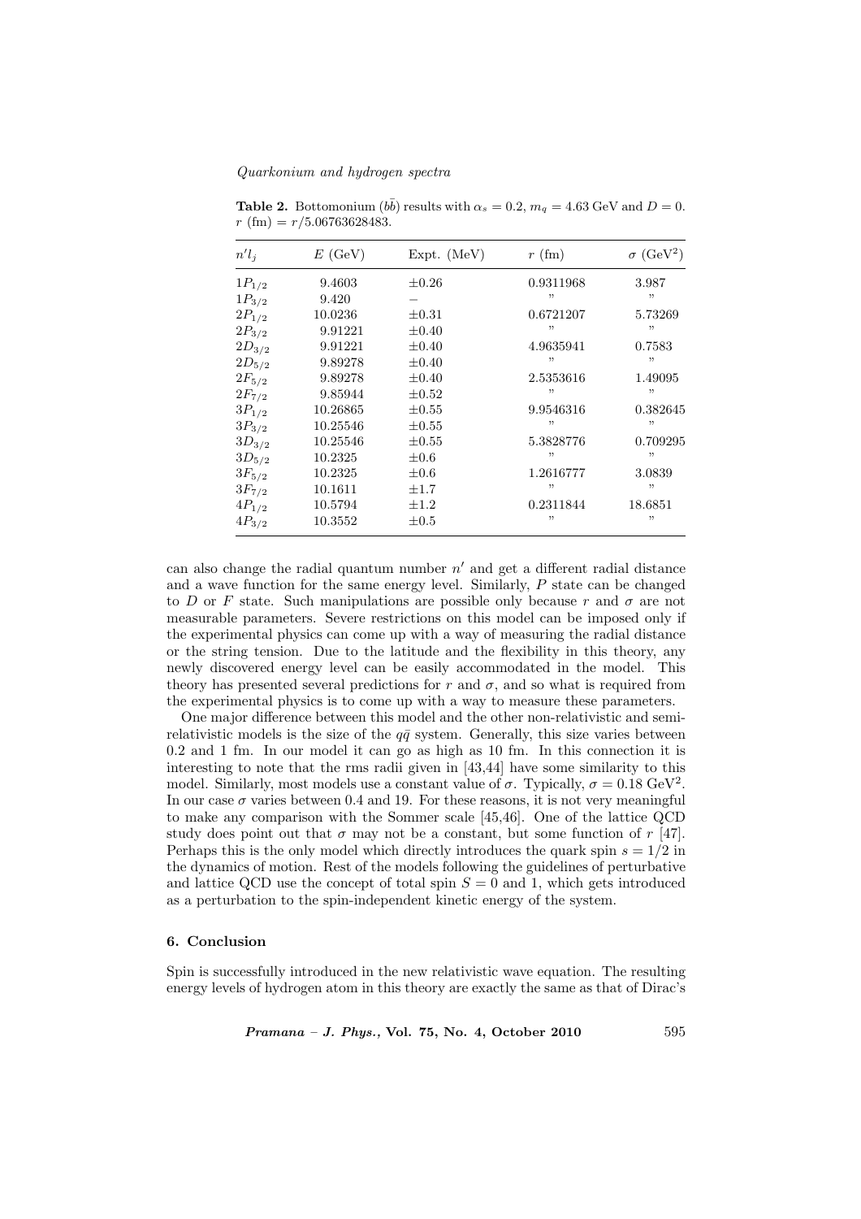**Table 2.** Bottomonium ($b\bar{b}$) results with $\alpha_s = 0.2$, $m_q = 4.63$ GeV and $D = 0$. $r$ (fm) $= r/5.06763628483$.

| $n'l_j$ | $E$ (GeV) | Expt. (MeV) | $r$ (fm) | $\sigma$ (GeV$^2$) |
|---|---|---|---|---|
| $1P_{1/2}$ | 9.4603 | $\pm 0.26$ | 0.9311968 | 3.987 |
| $1P_{3/2}$ | 9.420 | – | " | " |
| $2P_{1/2}$ | 10.0236 | $\pm 0.31$ | 0.6721207 | 5.73269 |
| $2P_{3/2}$ | 9.91221 | $\pm 0.40$ | " | " |
| $2D_{3/2}$ | 9.91221 | $\pm 0.40$ | 4.9635941 | 0.7583 |
| $2D_{5/2}$ | 9.89278 | $\pm 0.40$ | " | " |
| $2F_{5/2}$ | 9.89278 | $\pm 0.40$ | 2.5353616 | 1.49095 |
| $2F_{7/2}$ | 9.85944 | $\pm 0.52$ | " | " |
| $3P_{1/2}$ | 10.26865 | $\pm 0.55$ | 9.9546316 | 0.382645 |
| $3P_{3/2}$ | 10.25546 | $\pm 0.55$ | " | " |
| $3D_{3/2}$ | 10.25546 | $\pm 0.55$ | 5.3828776 | 0.709295 |
| $3D_{5/2}$ | 10.2325 | $\pm 0.6$ | " | " |
| $3F_{5/2}$ | 10.2325 | $\pm 0.6$ | 1.2616777 | 3.0839 |
| $3F_{7/2}$ | 10.1611 | $\pm 1.7$ | " | " |
| $4P_{1/2}$ | 10.5794 | $\pm 1.2$ | 0.2311844 | 18.6851 |
| $4P_{3/2}$ | 10.3552 | $\pm 0.5$ | " | " |

can also change the radial quantum number $n'$ and get a different radial distance and a wave function for the same energy level. Similarly, $P$ state can be changed to $D$ or $F$ state. Such manipulations are possible only because $r$ and $\sigma$ are not measurable parameters. Severe restrictions on this model can be imposed only if the experimental physics can come up with a way of measuring the radial distance or the string tension. Due to the latitude and the flexibility in this theory, any newly discovered energy level can be easily accommodated in the model. This theory has presented several predictions for $r$ and $\sigma$, and so what is required from the experimental physics is to come up with a way to measure these parameters.

One major difference between this model and the other non-relativistic and semi-relativistic models is the size of the $q\bar{q}$ system. Generally, this size varies between 0.2 and 1 fm. In our model it can go as high as 10 fm. In this connection it is interesting to note that the rms radii given in [43,44] have some similarity to this model. Similarly, most models use a constant value of $\sigma$. Typically, $\sigma = 0.18$ GeV$^2$. In our case $\sigma$ varies between 0.4 and 19. For these reasons, it is not very meaningful to make any comparison with the Sommer scale [45,46]. One of the lattice QCD study does point out that $\sigma$ may not be a constant, but some function of $r$ [47]. Perhaps this is the only model which directly introduces the quark spin $s = 1/2$ in the dynamics of motion. Rest of the models following the guidelines of perturbative and lattice QCD use the concept of total spin $S = 0$ and 1, which gets introduced as a perturbation to the spin-independent kinetic energy of the system.

### 6. Conclusion

Spin is successfully introduced in the new relativistic wave equation. The resulting energy levels of hydrogen atom in this theory are exactly the same as that of Dirac's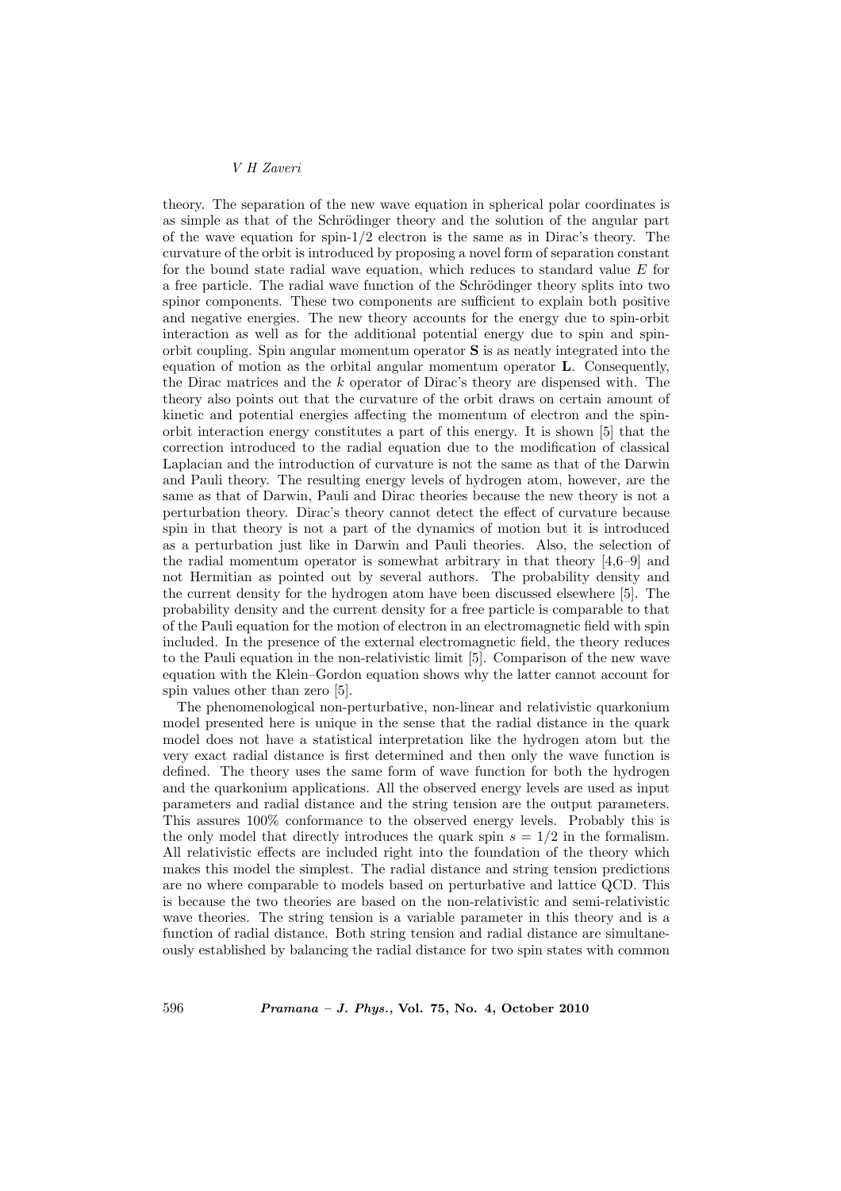theory. The separation of the new wave equation in spherical polar coordinates is as simple as that of the Schrödinger theory and the solution of the angular part of the wave equation for spin-1/2 electron is the same as in Dirac's theory. The curvature of the orbit is introduced by proposing a novel form of separation constant for the bound state radial wave equation, which reduces to standard value $E$ for a free particle. The radial wave function of the Schrödinger theory splits into two spinor components. These two components are sufficient to explain both positive and negative energies. The new theory accounts for the energy due to spin-orbit interaction as well as for the additional potential energy due to spin and spin-orbit coupling. Spin angular momentum operator $\mathbf{S}$ is as neatly integrated into the equation of motion as the orbital angular momentum operator $\mathbf{L}$. Consequently, the Dirac matrices and the $k$ operator of Dirac's theory are dispensed with. The theory also points out that the curvature of the orbit draws on certain amount of kinetic and potential energies affecting the momentum of electron and the spin-orbit interaction energy constitutes a part of this energy. It is shown [5] that the correction introduced to the radial equation due to the modification of classical Laplacian and the introduction of curvature is not the same as that of the Darwin and Pauli theory. The resulting energy levels of hydrogen atom, however, are the same as that of Darwin, Pauli and Dirac theories because the new theory is not a perturbation theory. Dirac's theory cannot detect the effect of curvature because spin in that theory is not a part of the dynamics of motion but it is introduced as a perturbation just like in Darwin and Pauli theories. Also, the selection of the radial momentum operator is somewhat arbitrary in that theory [4,6–9] and not Hermitian as pointed out by several authors. The probability density and the current density for the hydrogen atom have been discussed elsewhere [5]. The probability density and the current density for a free particle is comparable to that of the Pauli equation for the motion of electron in an electromagnetic field with spin included. In the presence of the external electromagnetic field, the theory reduces to the Pauli equation in the non-relativistic limit [5]. Comparison of the new wave equation with the Klein–Gordon equation shows why the latter cannot account for spin values other than zero [5].

The phenomenological non-perturbative, non-linear and relativistic quarkonium model presented here is unique in the sense that the radial distance in the quark model does not have a statistical interpretation like the hydrogen atom but the very exact radial distance is first determined and then only the wave function is defined. The theory uses the same form of wave function for both the hydrogen and the quarkonium applications. All the observed energy levels are used as input parameters and radial distance and the string tension are the output parameters. This assures 100% conformance to the observed energy levels. Probably this is the only model that directly introduces the quark spin $s = 1/2$ in the formalism. All relativistic effects are included right into the foundation of the theory which makes this model the simplest. The radial distance and string tension predictions are no where comparable to models based on perturbative and lattice QCD. This is because the two theories are based on the non-relativistic and semi-relativistic wave theories. The string tension is a variable parameter in this theory and is a function of radial distance. Both string tension and radial distance are simultaneously established by balancing the radial distance for two spin states with common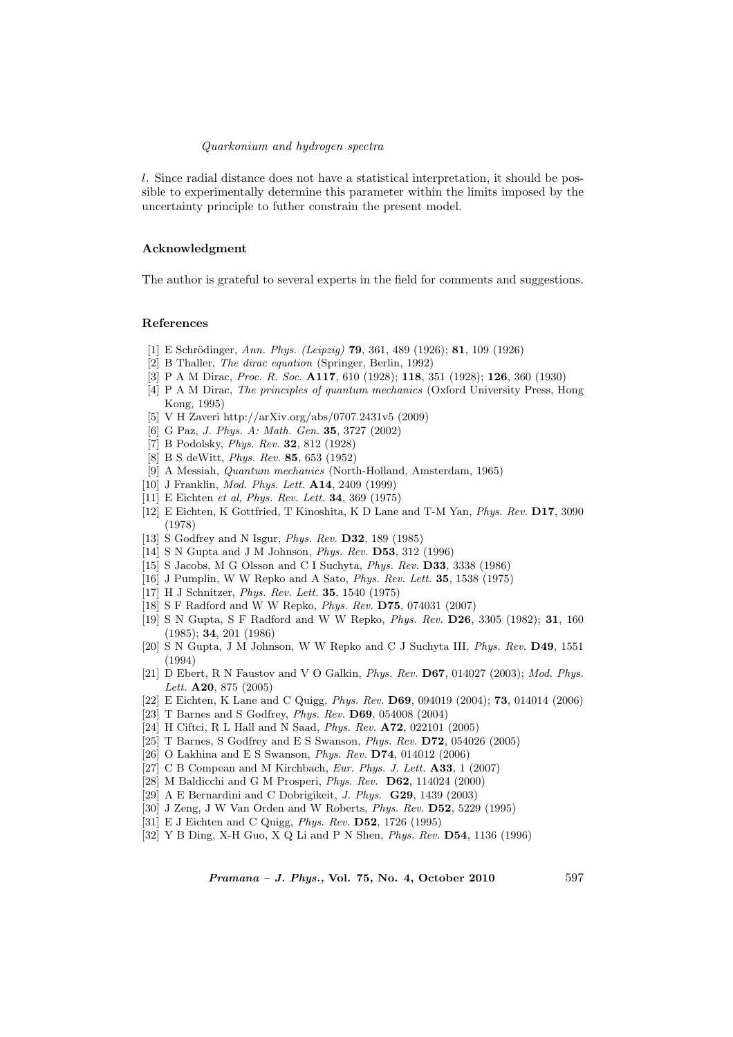$l$. Since radial distance does not have a statistical interpretation, it should be possible to experimentally determine this parameter within the limits imposed by the uncertainty principle to futher constrain the present model.

## Acknowledgment

The author is grateful to several experts in the field for comments and suggestions.

## References

[1] E Schrödinger, *Ann. Phys. (Leipzig)* **79**, 361, 489 (1926); **81**, 109 (1926)
[2] B Thaller, *The dirac equation* (Springer, Berlin, 1992)
[3] P A M Dirac, *Proc. R. Soc.* **A117**, 610 (1928); **118**, 351 (1928); **126**, 360 (1930)
[4] P A M Dirac, *The principles of quantum mechanics* (Oxford University Press, Hong Kong, 1995)
[5] V H Zaveri http://arXiv.org/abs/0707.2431v5 (2009)
[6] G Paz, *J. Phys. A: Math. Gen.* **35**, 3727 (2002)
[7] B Podolsky, *Phys. Rev.* **32**, 812 (1928)
[8] B S deWitt, *Phys. Rev.* **85**, 653 (1952)
[9] A Messiah, *Quantum mechanics* (North-Holland, Amsterdam, 1965)
[10] J Franklin, *Mod. Phys. Lett.* **A14**, 2409 (1999)
[11] E Eichten *et al*, *Phys. Rev. Lett.* **34**, 369 (1975)
[12] E Eichten, K Gottfried, T Kinoshita, K D Lane and T-M Yan, *Phys. Rev.* **D17**, 3090 (1978)
[13] S Godfrey and N Isgur, *Phys. Rev.* **D32**, 189 (1985)
[14] S N Gupta and J M Johnson, *Phys. Rev.* **D53**, 312 (1996)
[15] S Jacobs, M G Olsson and C I Suchyta, *Phys. Rev.* **D33**, 3338 (1986)
[16] J Pumplin, W W Repko and A Sato, *Phys. Rev. Lett.* **35**, 1538 (1975)
[17] H J Schnitzer, *Phys. Rev. Lett.* **35**, 1540 (1975)
[18] S F Radford and W W Repko, *Phys. Rev.* **D75**, 074031 (2007)
[19] S N Gupta, S F Radford and W W Repko, *Phys. Rev.* **D26**, 3305 (1982); **31**, 160 (1985); **34**, 201 (1986)
[20] S N Gupta, J M Johnson, W W Repko and C J Suchyta III, *Phys. Rev.* **D49**, 1551 (1994)
[21] D Ebert, R N Faustov and V O Galkin, *Phys. Rev.* **D67**, 014027 (2003); *Mod. Phys. Lett.* **A20**, 875 (2005)
[22] E Eichten, K Lane and C Quigg, *Phys. Rev.* **D69**, 094019 (2004); **73**, 014014 (2006)
[23] T Barnes and S Godfrey, *Phys. Rev.* **D69**, 054008 (2004)
[24] H Ciftci, R L Hall and N Saad, *Phys. Rev.* **A72**, 022101 (2005)
[25] T Barnes, S Godfrey and E S Swanson, *Phys. Rev.* **D72**, 054026 (2005)
[26] O Lakhina and E S Swanson, *Phys. Rev.* **D74**, 014012 (2006)
[27] C B Compean and M Kirchbach, *Eur. Phys. J. Lett.* **A33**, 1 (2007)
[28] M Baldicchi and G M Prosperi, *Phys. Rev.* **D62**, 114024 (2000)
[29] A E Bernardini and C Dobrigikeit, *J. Phys.* **G29**, 1439 (2003)
[30] J Zeng, J W Van Orden and W Roberts, *Phys. Rev.* **D52**, 5229 (1995)
[31] E J Eichten and C Quigg, *Phys. Rev.* **D52**, 1726 (1995)
[32] Y B Ding, X-H Guo, X Q Li and P N Shen, *Phys. Rev.* **D54**, 1136 (1996)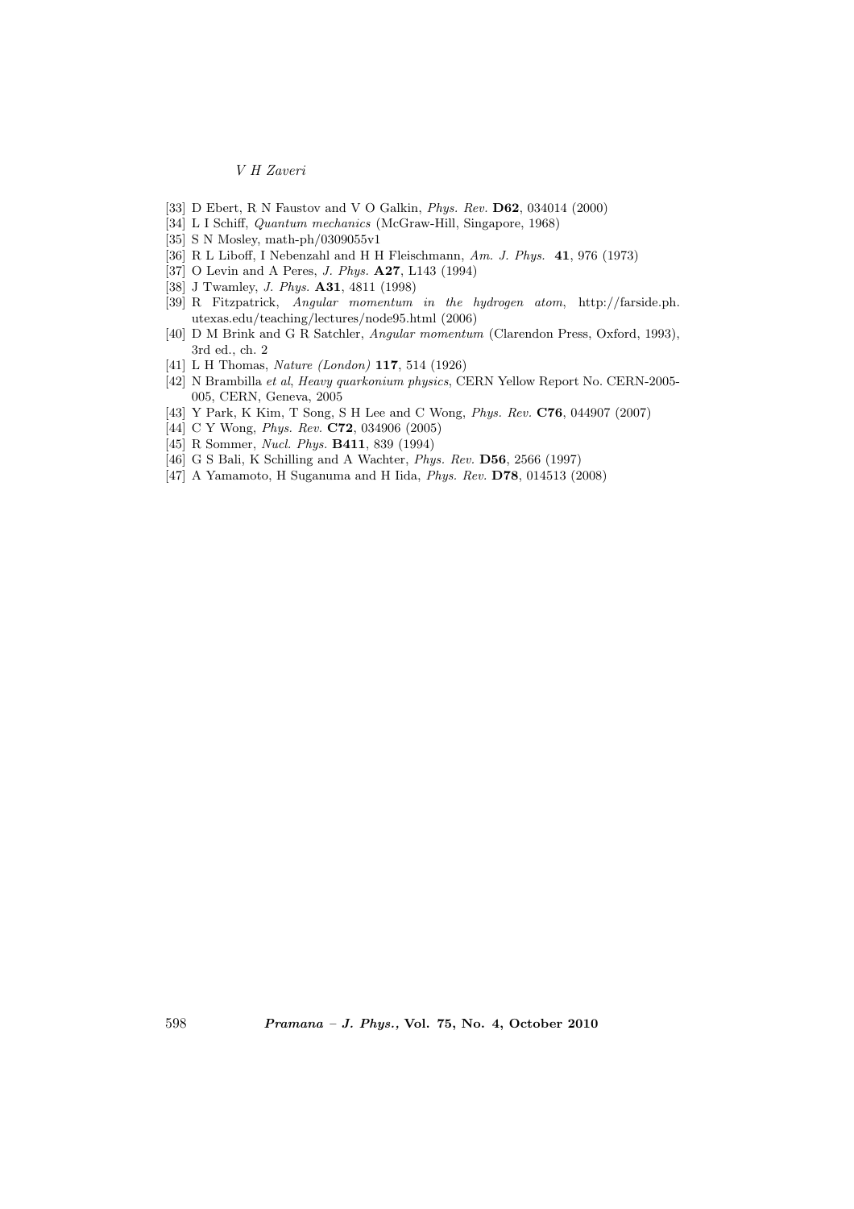[33] D Ebert, R N Faustov and V O Galkin, *Phys. Rev.* **D62**, 034014 (2000)
[34] L I Schiff, *Quantum mechanics* (McGraw-Hill, Singapore, 1968)
[35] S N Mosley, math-ph/0309055v1
[36] R L Liboff, I Nebenzahl and H H Fleischmann, *Am. J. Phys.* **41**, 976 (1973)
[37] O Levin and A Peres, *J. Phys.* **A27**, L143 (1994)
[38] J Twamley, *J. Phys.* **A31**, 4811 (1998)
[39] R Fitzpatrick, *Angular momentum in the hydrogen atom*, http://farside.ph.utexas.edu/teaching/lectures/node95.html (2006)
[40] D M Brink and G R Satchler, *Angular momentum* (Clarendon Press, Oxford, 1993), 3rd ed., ch. 2
[41] L H Thomas, *Nature (London)* **117**, 514 (1926)
[42] N Brambilla *et al*, *Heavy quarkonium physics*, CERN Yellow Report No. CERN-2005-005, CERN, Geneva, 2005
[43] Y Park, K Kim, T Song, S H Lee and C Wong, *Phys. Rev.* **C76**, 044907 (2007)
[44] C Y Wong, *Phys. Rev.* **C72**, 034906 (2005)
[45] R Sommer, *Nucl. Phys.* **B411**, 839 (1994)
[46] G S Bali, K Schilling and A Wachter, *Phys. Rev.* **D56**, 2566 (1997)
[47] A Yamamoto, H Suganuma and H Iida, *Phys. Rev.* **D78**, 014513 (2008)